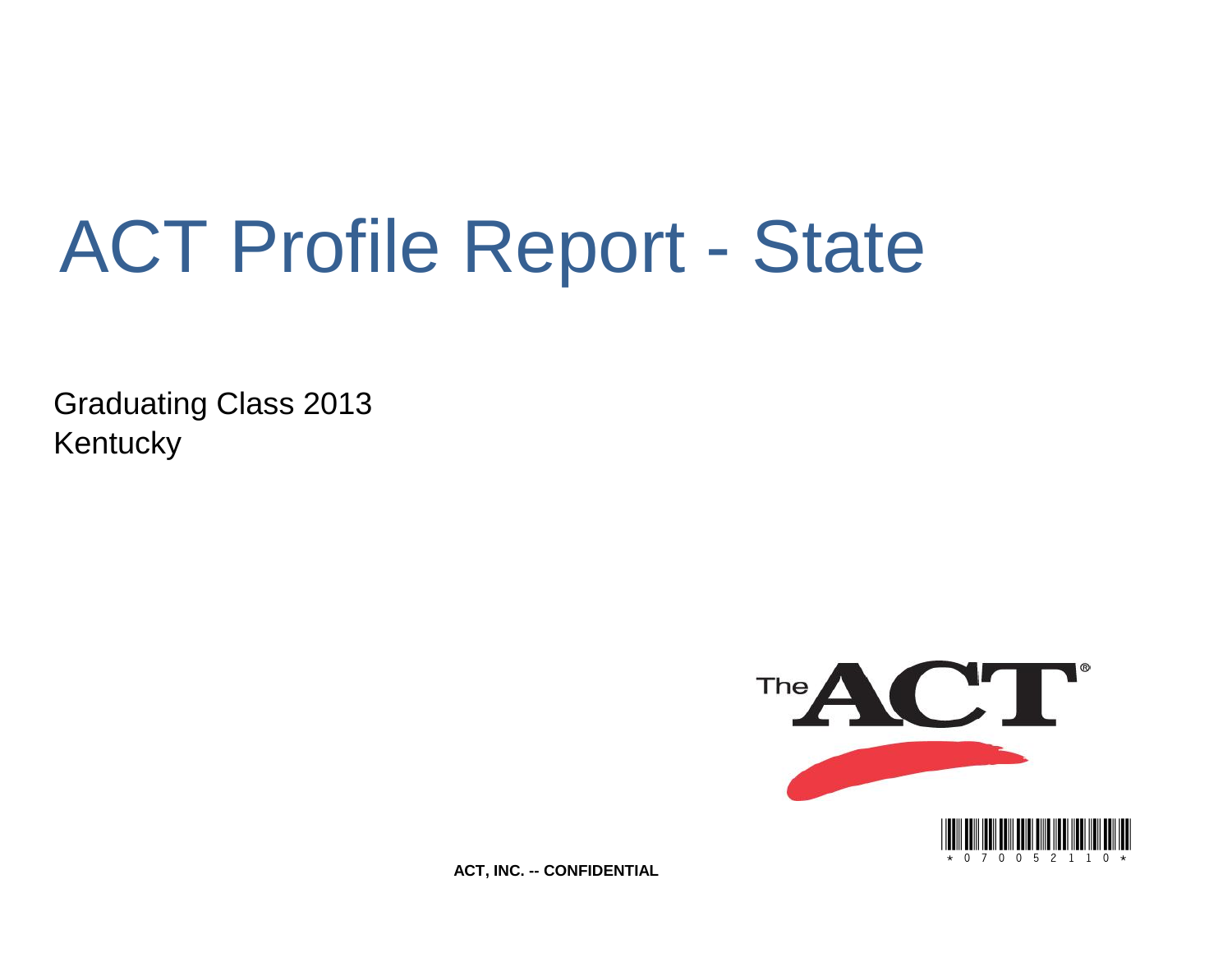# ACT Profile Report - State

Graduating Class 2013
Kentucky

ACT, INC. -- CONFIDENTIAL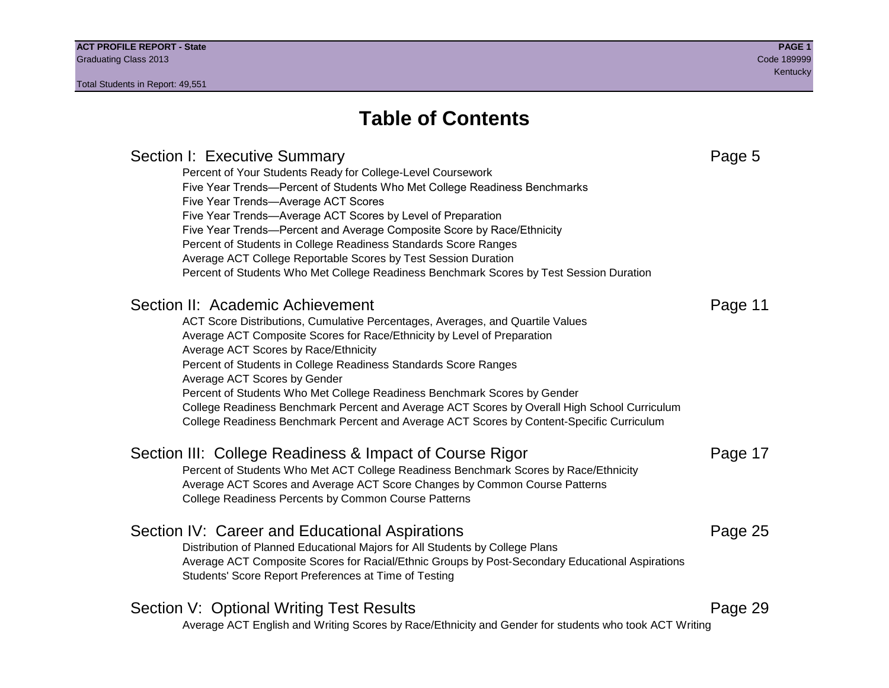# Table of Contents

## Section I: Executive Summary — Page 5

- Percent of Your Students Ready for College-Level Coursework
- Five Year Trends—Percent of Students Who Met College Readiness Benchmarks
- Five Year Trends—Average ACT Scores
- Five Year Trends—Average ACT Scores by Level of Preparation
- Five Year Trends—Percent and Average Composite Score by Race/Ethnicity
- Percent of Students in College Readiness Standards Score Ranges
- Average ACT College Reportable Scores by Test Session Duration
- Percent of Students Who Met College Readiness Benchmark Scores by Test Session Duration

## Section II: Academic Achievement — Page 11

- ACT Score Distributions, Cumulative Percentages, Averages, and Quartile Values
- Average ACT Composite Scores for Race/Ethnicity by Level of Preparation
- Average ACT Scores by Race/Ethnicity
- Percent of Students in College Readiness Standards Score Ranges
- Average ACT Scores by Gender
- Percent of Students Who Met College Readiness Benchmark Scores by Gender
- College Readiness Benchmark Percent and Average ACT Scores by Overall High School Curriculum
- College Readiness Benchmark Percent and Average ACT Scores by Content-Specific Curriculum

## Section III: College Readiness & Impact of Course Rigor — Page 17

- Percent of Students Who Met ACT College Readiness Benchmark Scores by Race/Ethnicity
- Average ACT Scores and Average ACT Score Changes by Common Course Patterns
- College Readiness Percents by Common Course Patterns

## Section IV: Career and Educational Aspirations — Page 25

- Distribution of Planned Educational Majors for All Students by College Plans
- Average ACT Composite Scores for Racial/Ethnic Groups by Post-Secondary Educational Aspirations
- Students' Score Report Preferences at Time of Testing

## Section V: Optional Writing Test Results — Page 29

- Average ACT English and Writing Scores by Race/Ethnicity and Gender for students who took ACT Writing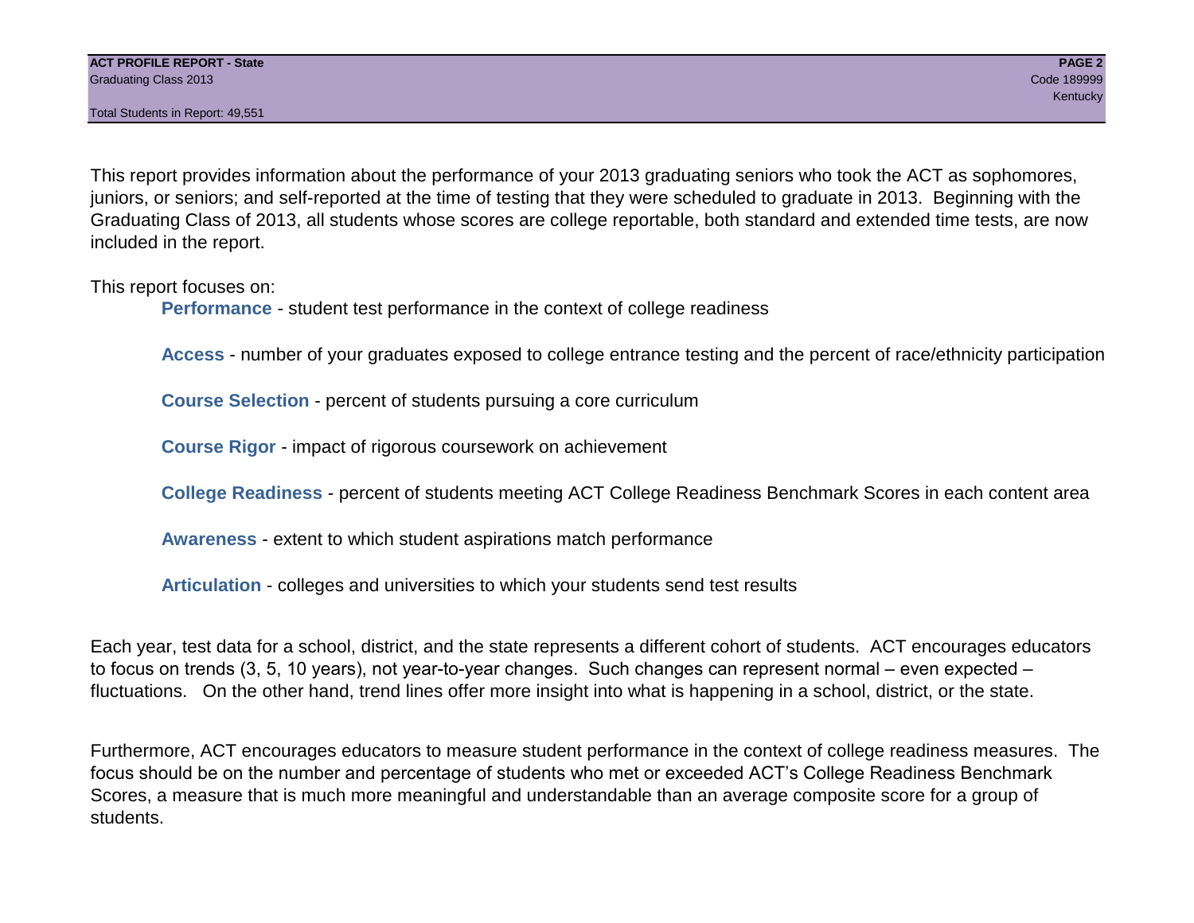This report provides information about the performance of your 2013 graduating seniors who took the ACT as sophomores, juniors, or seniors; and self-reported at the time of testing that they were scheduled to graduate in 2013. Beginning with the Graduating Class of 2013, all students whose scores are college reportable, both standard and extended time tests, are now included in the report.

This report focuses on:

- **Performance** - student test performance in the context of college readiness
- **Access** - number of your graduates exposed to college entrance testing and the percent of race/ethnicity participation
- **Course Selection** - percent of students pursuing a core curriculum
- **Course Rigor** - impact of rigorous coursework on achievement
- **College Readiness** - percent of students meeting ACT College Readiness Benchmark Scores in each content area
- **Awareness** - extent to which student aspirations match performance
- **Articulation** - colleges and universities to which your students send test results

Each year, test data for a school, district, and the state represents a different cohort of students. ACT encourages educators to focus on trends (3, 5, 10 years), not year-to-year changes. Such changes can represent normal – even expected – fluctuations. On the other hand, trend lines offer more insight into what is happening in a school, district, or the state.

Furthermore, ACT encourages educators to measure student performance in the context of college readiness measures. The focus should be on the number and percentage of students who met or exceeded ACT's College Readiness Benchmark Scores, a measure that is much more meaningful and understandable than an average composite score for a group of students.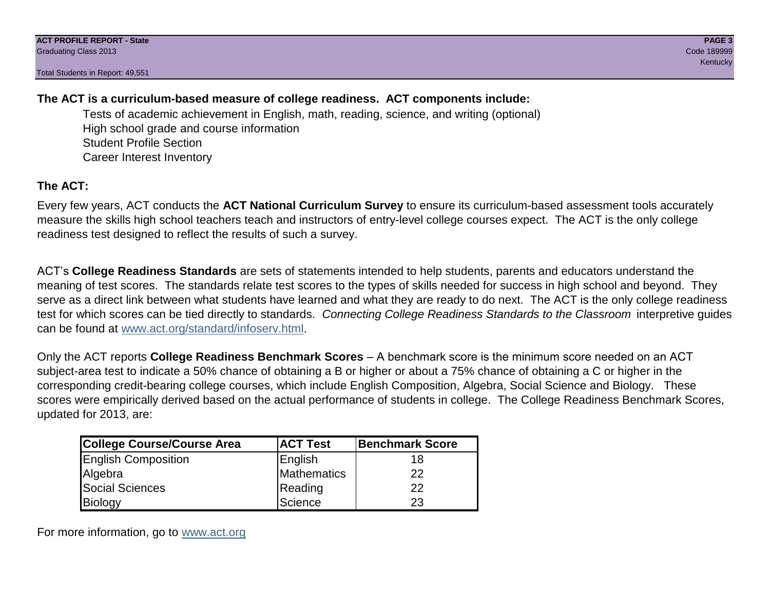**The ACT is a curriculum-based measure of college readiness. ACT components include:**

- Tests of academic achievement in English, math, reading, science, and writing (optional)
- High school grade and course information
- Student Profile Section
- Career Interest Inventory

**The ACT:**

Every few years, ACT conducts the **ACT National Curriculum Survey** to ensure its curriculum-based assessment tools accurately measure the skills high school teachers teach and instructors of entry-level college courses expect. The ACT is the only college readiness test designed to reflect the results of such a survey.

ACT's **College Readiness Standards** are sets of statements intended to help students, parents and educators understand the meaning of test scores. The standards relate test scores to the types of skills needed for success in high school and beyond. They serve as a direct link between what students have learned and what they are ready to do next. The ACT is the only college readiness test for which scores can be tied directly to standards. *Connecting College Readiness Standards to the Classroom* interpretive guides can be found at www.act.org/standard/infoserv.html.

Only the ACT reports **College Readiness Benchmark Scores** – A benchmark score is the minimum score needed on an ACT subject-area test to indicate a 50% chance of obtaining a B or higher or about a 75% chance of obtaining a C or higher in the corresponding credit-bearing college courses, which include English Composition, Algebra, Social Science and Biology. These scores were empirically derived based on the actual performance of students in college. The College Readiness Benchmark Scores, updated for 2013, are:

| College Course/Course Area | ACT Test | Benchmark Score |
|---|---|---|
| English Composition | English | 18 |
| Algebra | Mathematics | 22 |
| Social Sciences | Reading | 22 |
| Biology | Science | 23 |

For more information, go to www.act.org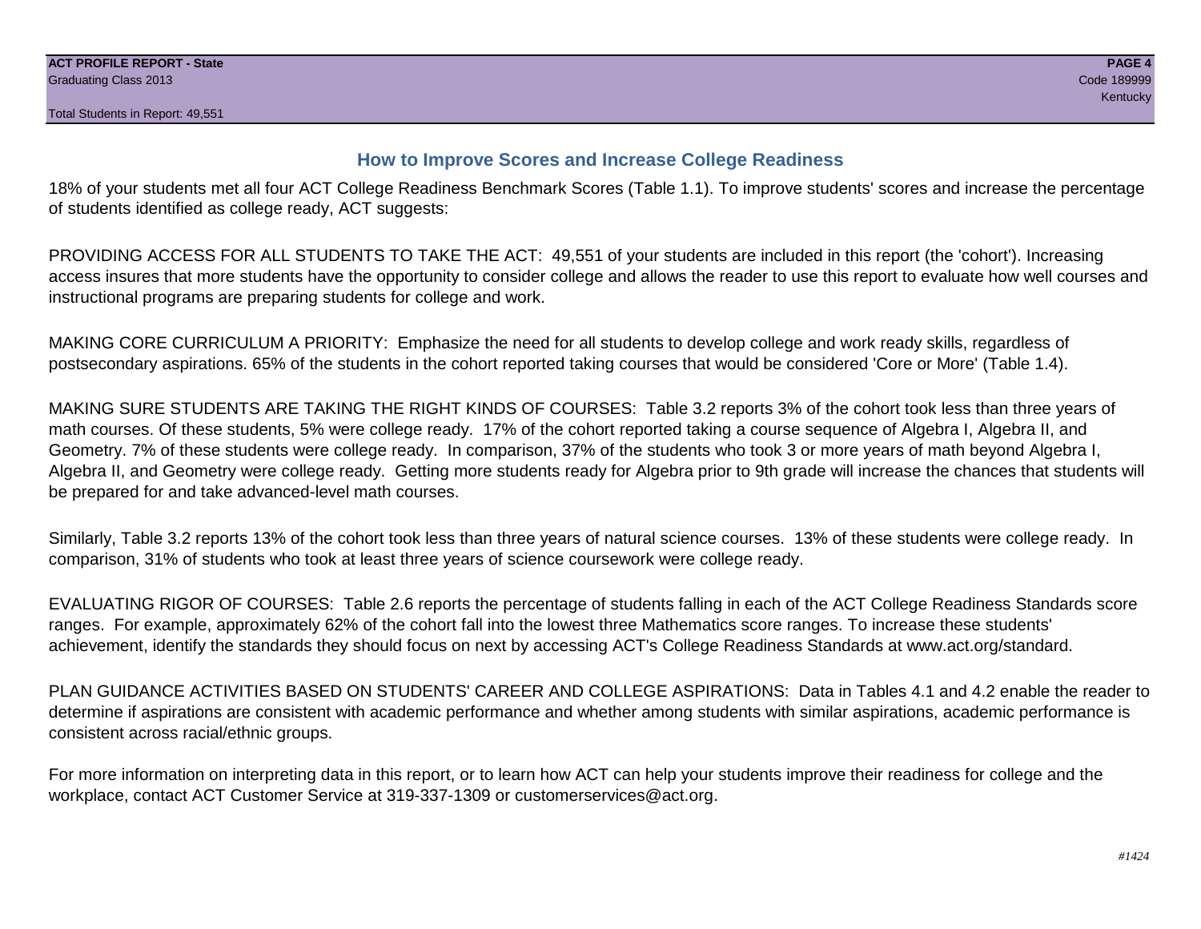## How to Improve Scores and Increase College Readiness

18% of your students met all four ACT College Readiness Benchmark Scores (Table 1.1). To improve students' scores and increase the percentage of students identified as college ready, ACT suggests:

PROVIDING ACCESS FOR ALL STUDENTS TO TAKE THE ACT: 49,551 of your students are included in this report (the 'cohort'). Increasing access insures that more students have the opportunity to consider college and allows the reader to use this report to evaluate how well courses and instructional programs are preparing students for college and work.

MAKING CORE CURRICULUM A PRIORITY: Emphasize the need for all students to develop college and work ready skills, regardless of postsecondary aspirations. 65% of the students in the cohort reported taking courses that would be considered 'Core or More' (Table 1.4).

MAKING SURE STUDENTS ARE TAKING THE RIGHT KINDS OF COURSES: Table 3.2 reports 3% of the cohort took less than three years of math courses. Of these students, 5% were college ready. 17% of the cohort reported taking a course sequence of Algebra I, Algebra II, and Geometry. 7% of these students were college ready. In comparison, 37% of the students who took 3 or more years of math beyond Algebra I, Algebra II, and Geometry were college ready. Getting more students ready for Algebra prior to 9th grade will increase the chances that students will be prepared for and take advanced-level math courses.

Similarly, Table 3.2 reports 13% of the cohort took less than three years of natural science courses. 13% of these students were college ready. In comparison, 31% of students who took at least three years of science coursework were college ready.

EVALUATING RIGOR OF COURSES: Table 2.6 reports the percentage of students falling in each of the ACT College Readiness Standards score ranges. For example, approximately 62% of the cohort fall into the lowest three Mathematics score ranges. To increase these students' achievement, identify the standards they should focus on next by accessing ACT's College Readiness Standards at www.act.org/standard.

PLAN GUIDANCE ACTIVITIES BASED ON STUDENTS' CAREER AND COLLEGE ASPIRATIONS: Data in Tables 4.1 and 4.2 enable the reader to determine if aspirations are consistent with academic performance and whether among students with similar aspirations, academic performance is consistent across racial/ethnic groups.

For more information on interpreting data in this report, or to learn how ACT can help your students improve their readiness for college and the workplace, contact ACT Customer Service at 319-337-1309 or customerservices@act.org.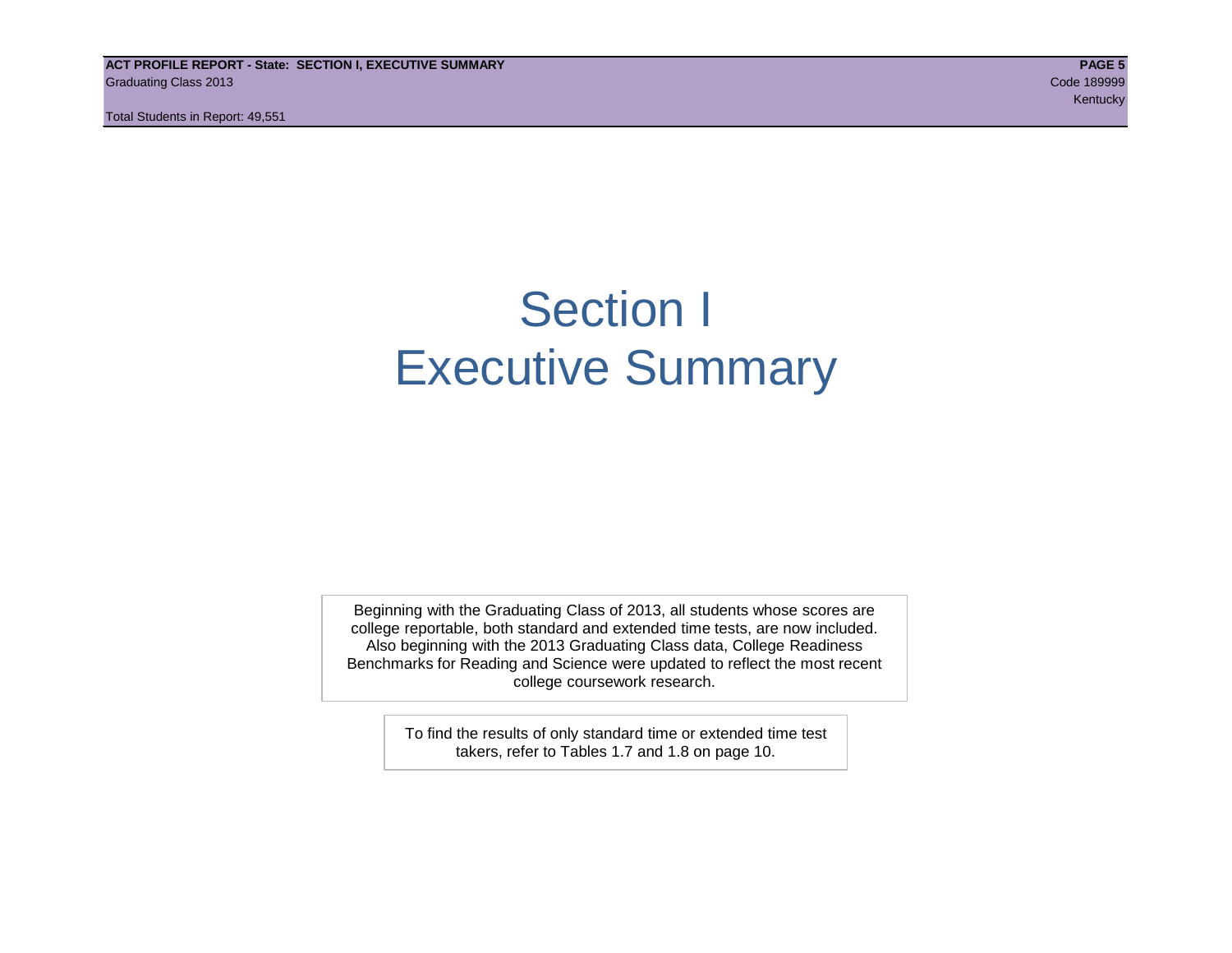# Section I
# Executive Summary

Beginning with the Graduating Class of 2013, all students whose scores are college reportable, both standard and extended time tests, are now included. Also beginning with the 2013 Graduating Class data, College Readiness Benchmarks for Reading and Science were updated to reflect the most recent college coursework research.

To find the results of only standard time or extended time test takers, refer to Tables 1.7 and 1.8 on page 10.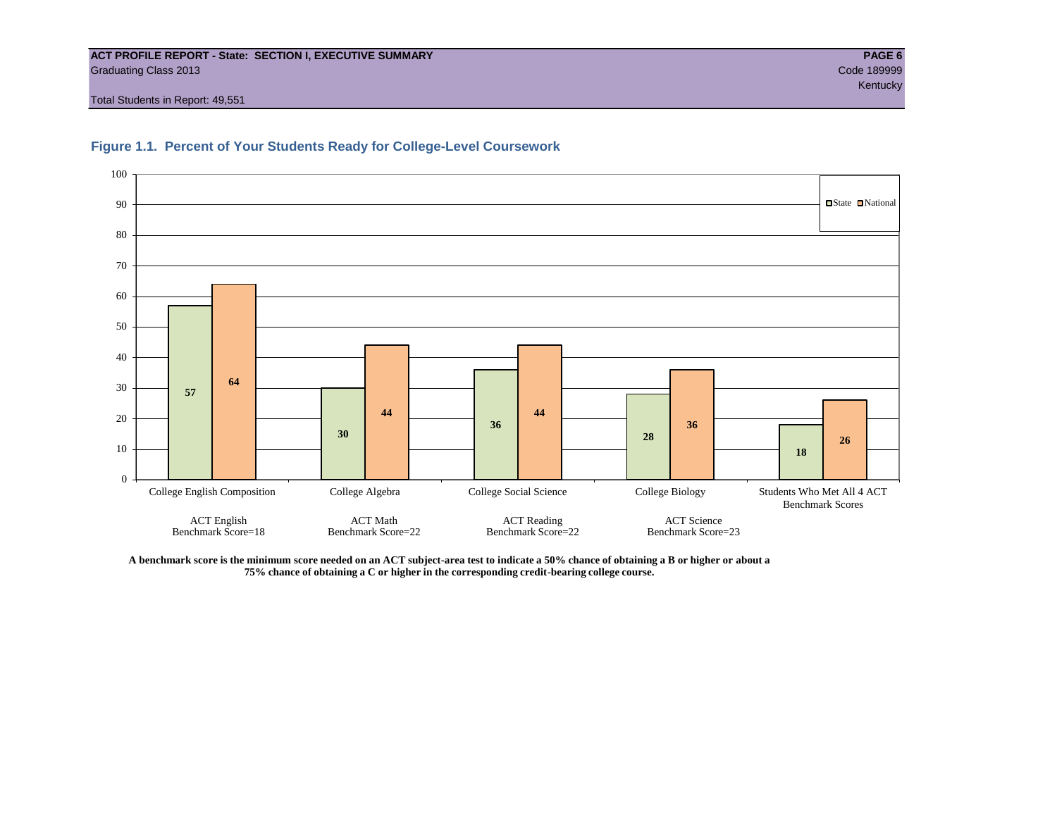ACT PROFILE REPORT - State: SECTION I, EXECUTIVE SUMMARY

Graduating Class 2013

Code 189999

Kentucky

Total Students in Report: 49,551

## Figure 1.1. Percent of Your Students Ready for College-Level Coursework

| Course | ACT Benchmark | State | National |
|---|---|---|---|
| College English Composition | ACT English Benchmark Score=18 | 57 | 64 |
| College Algebra | ACT Math Benchmark Score=22 | 30 | 44 |
| College Social Science | ACT Reading Benchmark Score=22 | 36 | 44 |
| College Biology | ACT Science Benchmark Score=23 | 28 | 36 |
| Students Who Met All 4 ACT Benchmark Scores | | 18 | 26 |

**A benchmark score is the minimum score needed on an ACT subject-area test to indicate a 50% chance of obtaining a B or higher or about a 75% chance of obtaining a C or higher in the corresponding credit-bearing college course.**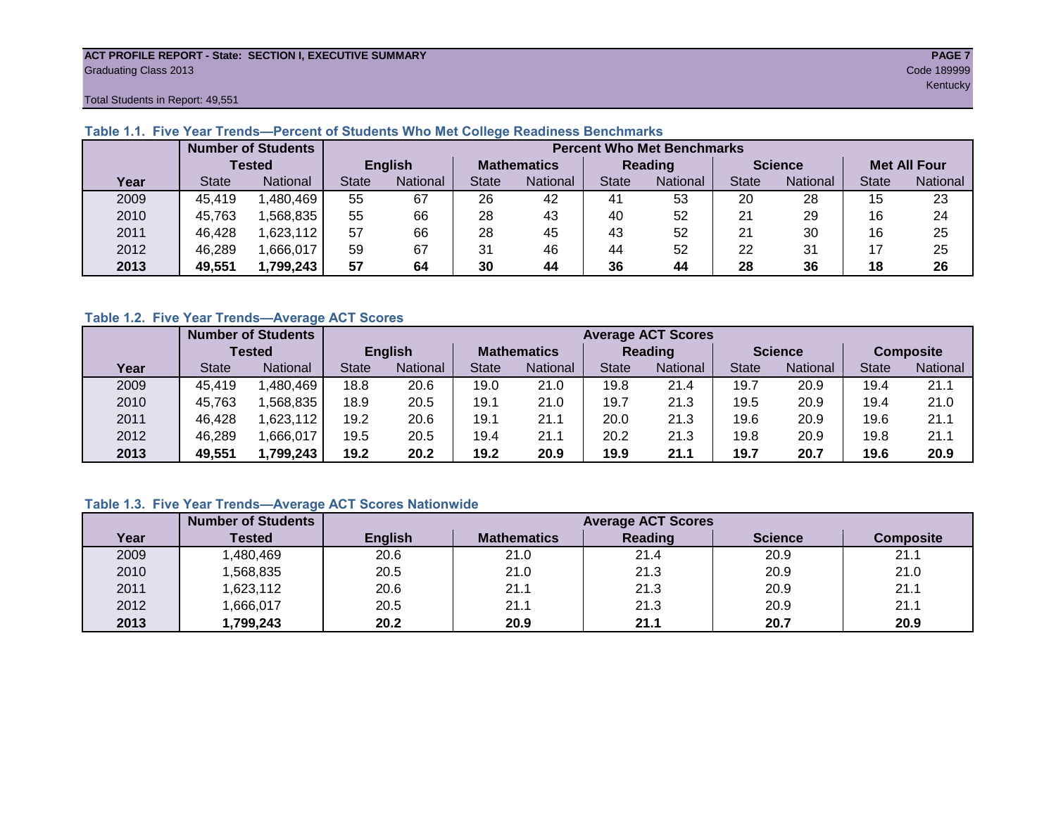**ACT PROFILE REPORT - State: SECTION I, EXECUTIVE SUMMARY**
Graduating Class 2013
Code 189999
Kentucky
Total Students in Report: 49,551

### Table 1.1. Five Year Trends—Percent of Students Who Met College Readiness Benchmarks

| | Number of Students Tested | | Percent Who Met Benchmarks | | | | | | | | | |
|---|---|---|---|---|---|---|---|---|---|---|---|---|
| | | | English | | Mathematics | | Reading | | Science | | Met All Four | |
| Year | State | National | State | National | State | National | State | National | State | National | State | National |
| 2009 | 45,419 | 1,480,469 | 55 | 67 | 26 | 42 | 41 | 53 | 20 | 28 | 15 | 23 |
| 2010 | 45,763 | 1,568,835 | 55 | 66 | 28 | 43 | 40 | 52 | 21 | 29 | 16 | 24 |
| 2011 | 46,428 | 1,623,112 | 57 | 66 | 28 | 45 | 43 | 52 | 21 | 30 | 16 | 25 |
| 2012 | 46,289 | 1,666,017 | 59 | 67 | 31 | 46 | 44 | 52 | 22 | 31 | 17 | 25 |
| **2013** | **49,551** | **1,799,243** | **57** | **64** | **30** | **44** | **36** | **44** | **28** | **36** | **18** | **26** |

### Table 1.2. Five Year Trends—Average ACT Scores

| | Number of Students Tested | | Average ACT Scores | | | | | | | | | |
|---|---|---|---|---|---|---|---|---|---|---|---|---|
| | | | English | | Mathematics | | Reading | | Science | | Composite | |
| Year | State | National | State | National | State | National | State | National | State | National | State | National |
| 2009 | 45,419 | 1,480,469 | 18.8 | 20.6 | 19.0 | 21.0 | 19.8 | 21.4 | 19.7 | 20.9 | 19.4 | 21.1 |
| 2010 | 45,763 | 1,568,835 | 18.9 | 20.5 | 19.1 | 21.0 | 19.7 | 21.3 | 19.5 | 20.9 | 19.4 | 21.0 |
| 2011 | 46,428 | 1,623,112 | 19.2 | 20.6 | 19.1 | 21.1 | 20.0 | 21.3 | 19.6 | 20.9 | 19.6 | 21.1 |
| 2012 | 46,289 | 1,666,017 | 19.5 | 20.5 | 19.4 | 21.1 | 20.2 | 21.3 | 19.8 | 20.9 | 19.8 | 21.1 |
| **2013** | **49,551** | **1,799,243** | **19.2** | **20.2** | **19.2** | **20.9** | **19.9** | **21.1** | **19.7** | **20.7** | **19.6** | **20.9** |

### Table 1.3. Five Year Trends—Average ACT Scores Nationwide

| | Number of Students | Average ACT Scores | | | | |
|---|---|---|---|---|---|---|
| Year | Tested | English | Mathematics | Reading | Science | Composite |
| 2009 | 1,480,469 | 20.6 | 21.0 | 21.4 | 20.9 | 21.1 |
| 2010 | 1,568,835 | 20.5 | 21.0 | 21.3 | 20.9 | 21.0 |
| 2011 | 1,623,112 | 20.6 | 21.1 | 21.3 | 20.9 | 21.1 |
| 2012 | 1,666,017 | 20.5 | 21.1 | 21.3 | 20.9 | 21.1 |
| **2013** | **1,799,243** | **20.2** | **20.9** | **21.1** | **20.7** | **20.9** |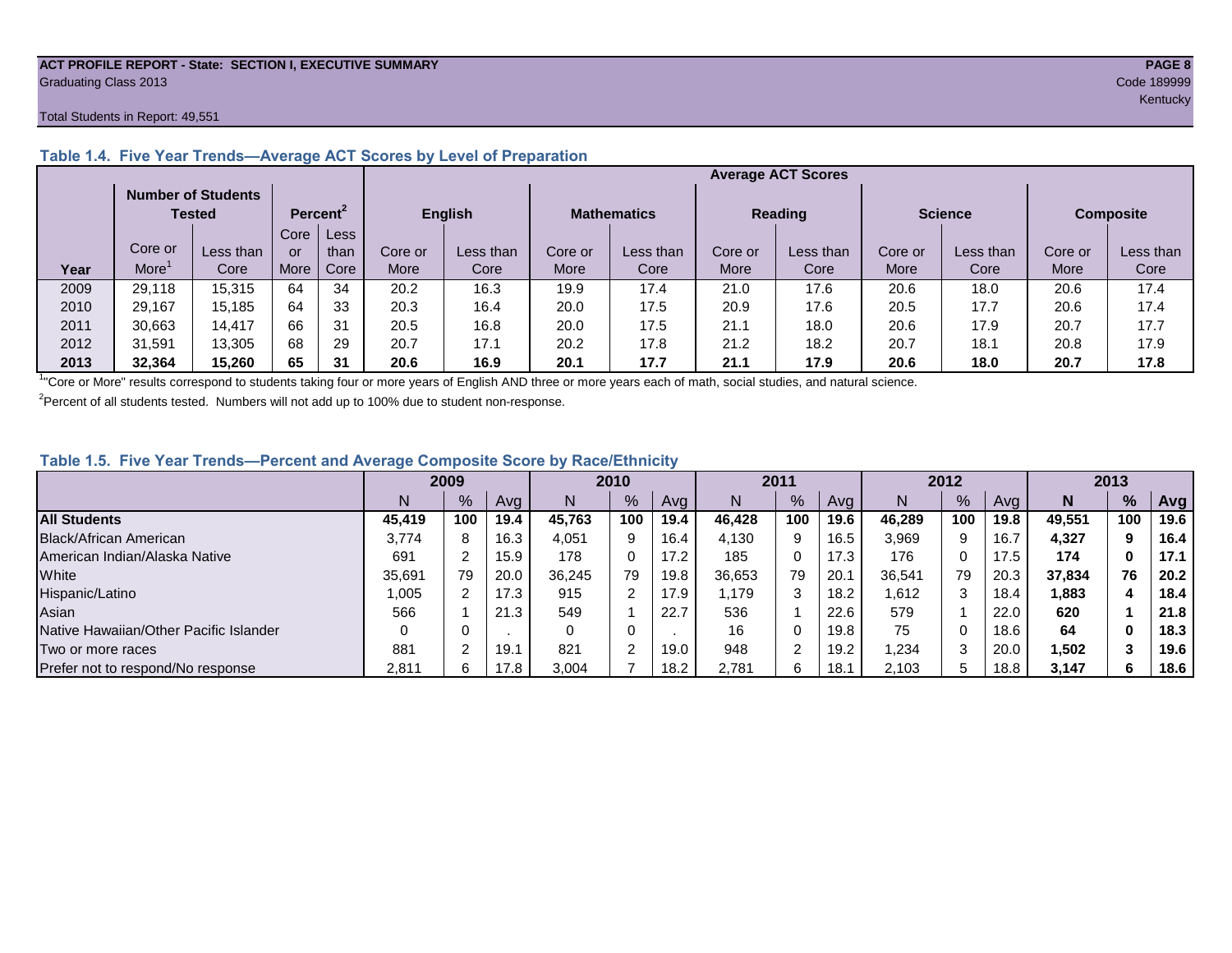**ACT PROFILE REPORT - State: SECTION I, EXECUTIVE SUMMARY**
Graduating Class 2013

Code 189999
Kentucky

Total Students in Report: 49,551

### Table 1.4. Five Year Trends—Average ACT Scores by Level of Preparation

| | Number of Students Tested | | Percent[2] | | Average ACT Scores | | | | | | | | | |
|---|---|---|---|---|---|---|---|---|---|---|---|---|---|---|
| | | | | | English | | Mathematics | | Reading | | Science | | Composite | |
| Year | Core or More[1] | Less than Core | Core or More | Less than Core | Core or More | Less than Core | Core or More | Less than Core | Core or More | Less than Core | Core or More | Less than Core | Core or More | Less than Core |
| 2009 | 29,118 | 15,315 | 64 | 34 | 20.2 | 16.3 | 19.9 | 17.4 | 21.0 | 17.6 | 20.6 | 18.0 | 20.6 | 17.4 |
| 2010 | 29,167 | 15,185 | 64 | 33 | 20.3 | 16.4 | 20.0 | 17.5 | 20.9 | 17.6 | 20.5 | 17.7 | 20.6 | 17.4 |
| 2011 | 30,663 | 14,417 | 66 | 31 | 20.5 | 16.8 | 20.0 | 17.5 | 21.1 | 18.0 | 20.6 | 17.9 | 20.7 | 17.7 |
| 2012 | 31,591 | 13,305 | 68 | 29 | 20.7 | 17.1 | 20.2 | 17.8 | 21.2 | 18.2 | 20.7 | 18.1 | 20.8 | 17.9 |
| **2013** | **32,364** | **15,260** | **65** | **31** | **20.6** | **16.9** | **20.1** | **17.7** | **21.1** | **17.9** | **20.6** | **18.0** | **20.7** | **17.8** |

[1]"Core or More" results correspond to students taking four or more years of English AND three or more years each of math, social studies, and natural science.

[2]Percent of all students tested. Numbers will not add up to 100% due to student non-response.

### Table 1.5. Five Year Trends—Percent and Average Composite Score by Race/Ethnicity

| | 2009 | | | 2010 | | | 2011 | | | 2012 | | | **2013** | | |
|---|---|---|---|---|---|---|---|---|---|---|---|---|---|---|---|
| | N | % | Avg | N | % | Avg | N | % | Avg | N | % | Avg | **N** | **%** | **Avg** |
| **All Students** | **45,419** | **100** | **19.4** | **45,763** | **100** | **19.4** | **46,428** | **100** | **19.6** | **46,289** | **100** | **19.8** | **49,551** | **100** | **19.6** |
| Black/African American | 3,774 | 8 | 16.3 | 4,051 | 9 | 16.4 | 4,130 | 9 | 16.5 | 3,969 | 9 | 16.7 | **4,327** | **9** | **16.4** |
| American Indian/Alaska Native | 691 | 2 | 15.9 | 178 | 0 | 17.2 | 185 | 0 | 17.3 | 176 | 0 | 17.5 | **174** | **0** | **17.1** |
| White | 35,691 | 79 | 20.0 | 36,245 | 79 | 19.8 | 36,653 | 79 | 20.1 | 36,541 | 79 | 20.3 | **37,834** | **76** | **20.2** |
| Hispanic/Latino | 1,005 | 2 | 17.3 | 915 | 2 | 17.9 | 1,179 | 3 | 18.2 | 1,612 | 3 | 18.4 | **1,883** | **4** | **18.4** |
| Asian | 566 | 1 | 21.3 | 549 | 1 | 22.7 | 536 | 1 | 22.6 | 579 | 1 | 22.0 | **620** | **1** | **21.8** |
| Native Hawaiian/Other Pacific Islander | 0 | 0 | . | 0 | 0 | . | 16 | 0 | 19.8 | 75 | 0 | 18.6 | **64** | **0** | **18.3** |
| Two or more races | 881 | 2 | 19.1 | 821 | 2 | 19.0 | 948 | 2 | 19.2 | 1,234 | 3 | 20.0 | **1,502** | **3** | **19.6** |
| Prefer not to respond/No response | 2,811 | 6 | 17.8 | 3,004 | 7 | 18.2 | 2,781 | 6 | 18.1 | 2,103 | 5 | 18.8 | **3,147** | **6** | **18.6** |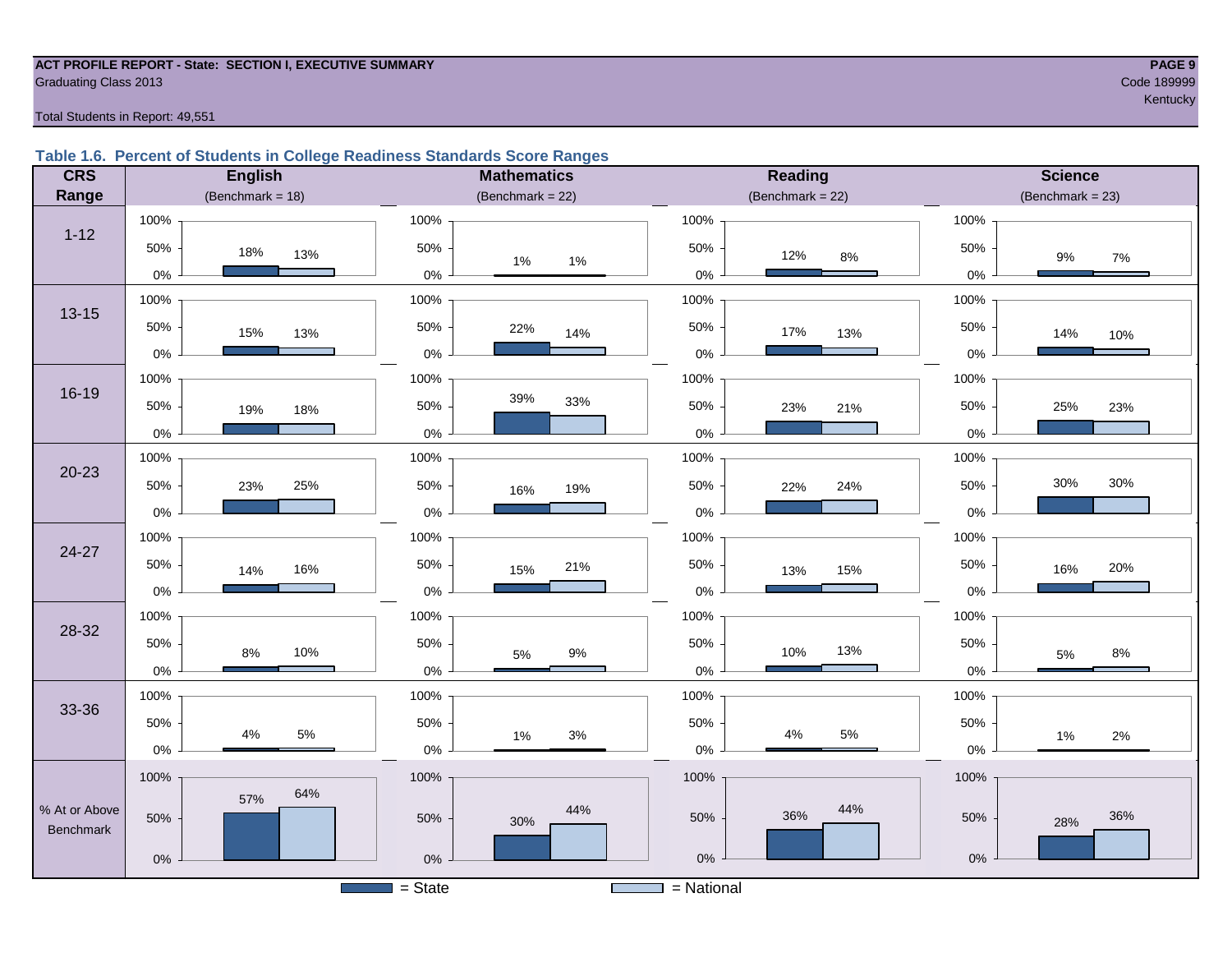ACT PROFILE REPORT - State: SECTION I, EXECUTIVE SUMMARY
Graduating Class 2013
Code 189999
Kentucky

Total Students in Report: 49,551

### Table 1.6. Percent of Students in College Readiness Standards Score Ranges

| CRS Range | English (Benchmark = 18) State | English National | Mathematics (Benchmark = 22) State | Mathematics National | Reading (Benchmark = 22) State | Reading National | Science (Benchmark = 23) State | Science National |
|---|---|---|---|---|---|---|---|---|
| 1-12 | 18% | 13% | 1% | 1% | 12% | 8% | 9% | 7% |
| 13-15 | 15% | 13% | 22% | 14% | 17% | 13% | 14% | 10% |
| 16-19 | 19% | 18% | 39% | 33% | 23% | 21% | 25% | 23% |
| 20-23 | 23% | 25% | 16% | 19% | 22% | 24% | 30% | 30% |
| 24-27 | 14% | 16% | 15% | 21% | 13% | 15% | 16% | 20% |
| 28-32 | 8% | 10% | 5% | 9% | 10% | 13% | 5% | 8% |
| 33-36 | 4% | 5% | 1% | 3% | 4% | 5% | 1% | 2% |
| % At or Above Benchmark | 57% | 64% | 30% | 44% | 36% | 44% | 28% | 36% |

= State
= National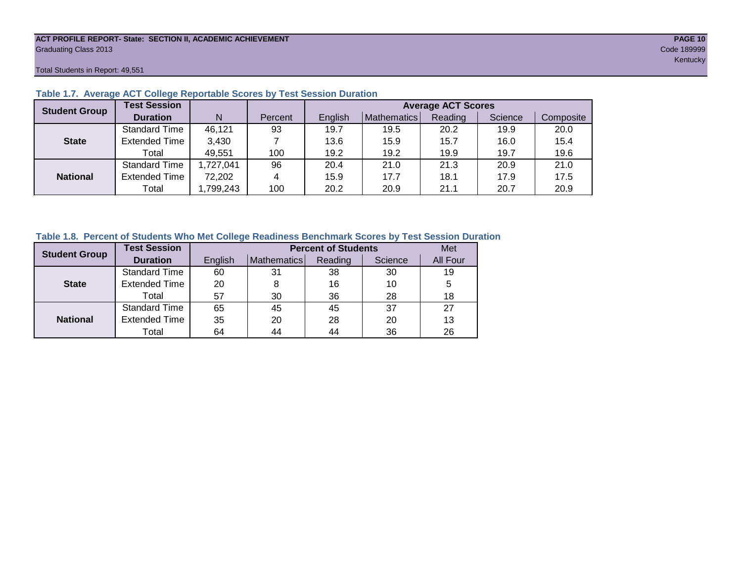**ACT PROFILE REPORT- State: SECTION II, ACADEMIC ACHIEVEMENT**
Graduating Class 2013
Code 189999
Kentucky

Total Students in Report: 49,551

### Table 1.7. Average ACT College Reportable Scores by Test Session Duration

| Student Group | Test Session Duration | N | Percent | Average ACT Scores | | | | |
|---|---|---|---|---|---|---|---|---|
| | | | | English | Mathematics | Reading | Science | Composite |
| State | Standard Time | 46,121 | 93 | 19.7 | 19.5 | 20.2 | 19.9 | 20.0 |
| | Extended Time | 3,430 | 7 | 13.6 | 15.9 | 15.7 | 16.0 | 15.4 |
| | Total | 49,551 | 100 | 19.2 | 19.2 | 19.9 | 19.7 | 19.6 |
| National | Standard Time | 1,727,041 | 96 | 20.4 | 21.0 | 21.3 | 20.9 | 21.0 |
| | Extended Time | 72,202 | 4 | 15.9 | 17.7 | 18.1 | 17.9 | 17.5 |
| | Total | 1,799,243 | 100 | 20.2 | 20.9 | 21.1 | 20.7 | 20.9 |

### Table 1.8. Percent of Students Who Met College Readiness Benchmark Scores by Test Session Duration

| Student Group | Test Session Duration | Percent of Students | | | | Met |
|---|---|---|---|---|---|---|
| | | English | Mathematics | Reading | Science | All Four |
| State | Standard Time | 60 | 31 | 38 | 30 | 19 |
| | Extended Time | 20 | 8 | 16 | 10 | 5 |
| | Total | 57 | 30 | 36 | 28 | 18 |
| National | Standard Time | 65 | 45 | 45 | 37 | 27 |
| | Extended Time | 35 | 20 | 28 | 20 | 13 |
| | Total | 64 | 44 | 44 | 36 | 26 |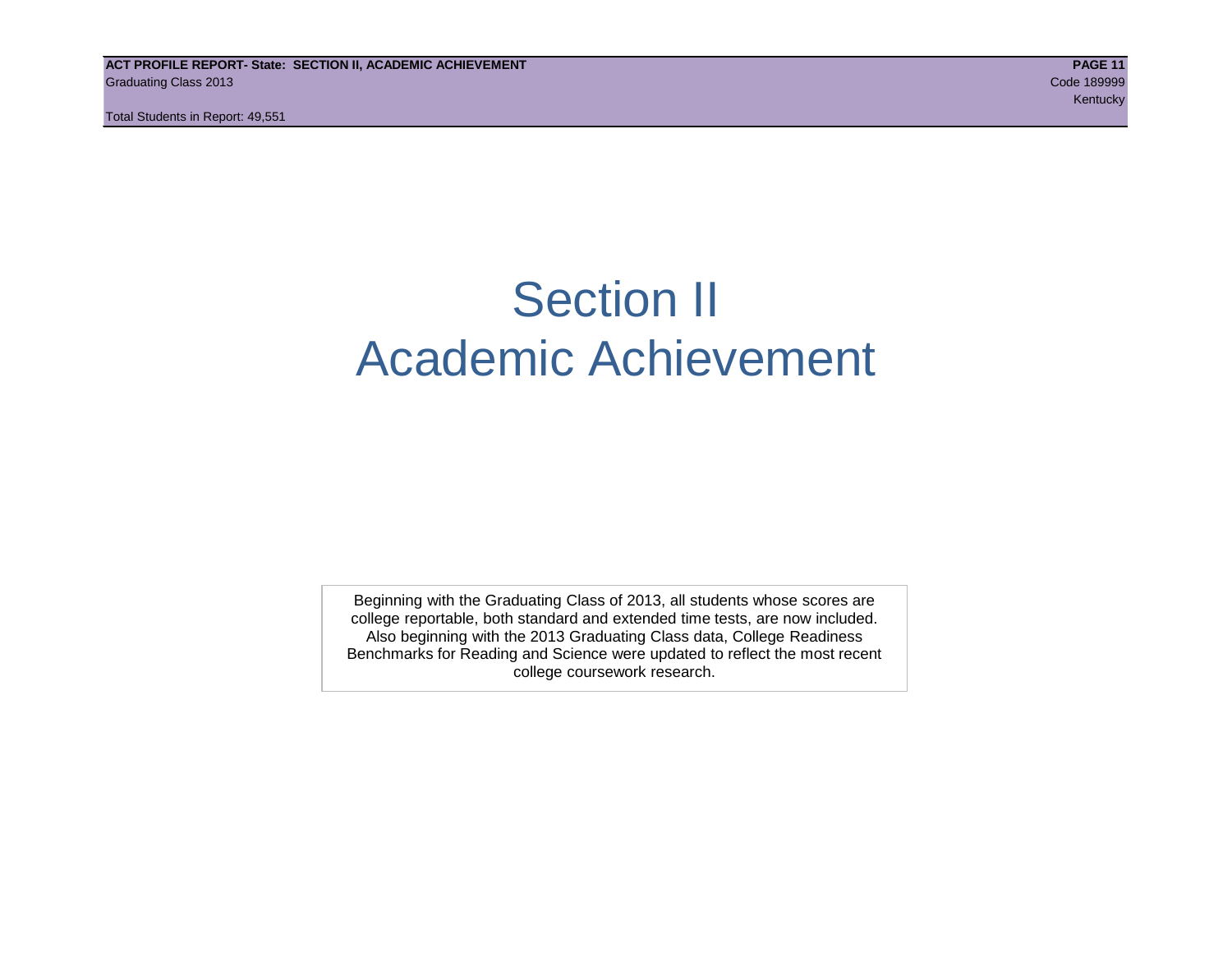# Section II
# Academic Achievement

Beginning with the Graduating Class of 2013, all students whose scores are college reportable, both standard and extended time tests, are now included. Also beginning with the 2013 Graduating Class data, College Readiness Benchmarks for Reading and Science were updated to reflect the most recent college coursework research.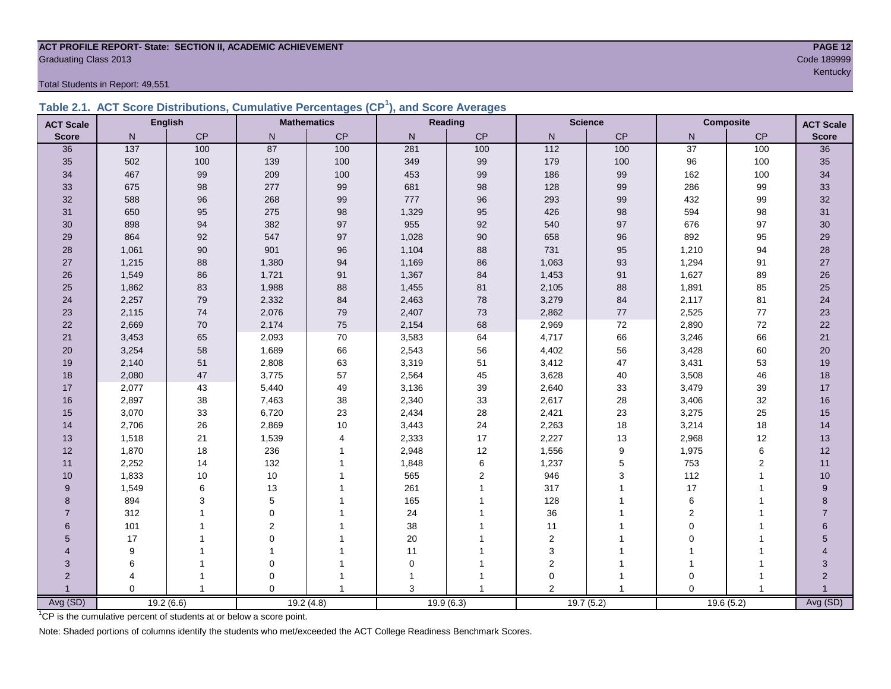**ACT PROFILE REPORT- State: SECTION II, ACADEMIC ACHIEVEMENT**
Graduating Class 2013

Code 189999
Kentucky

Total Students in Report: 49,551

## Table 2.1. ACT Score Distributions, Cumulative Percentages (CP[1]), and Score Averages

| ACT Scale | English | | Mathematics | | Reading | | Science | | Composite | | ACT Scale |
|---|---|---|---|---|---|---|---|---|---|---|---|
| Score | N | CP | N | CP | N | CP | N | CP | N | CP | Score |
| 36 | 137 | 100 | 87 | 100 | 281 | 100 | 112 | 100 | 37 | 100 | 36 |
| 35 | 502 | 100 | 139 | 100 | 349 | 99 | 179 | 100 | 96 | 100 | 35 |
| 34 | 467 | 99 | 209 | 100 | 453 | 99 | 186 | 99 | 162 | 100 | 34 |
| 33 | 675 | 98 | 277 | 99 | 681 | 98 | 128 | 99 | 286 | 99 | 33 |
| 32 | 588 | 96 | 268 | 99 | 777 | 96 | 293 | 99 | 432 | 99 | 32 |
| 31 | 650 | 95 | 275 | 98 | 1,329 | 95 | 426 | 98 | 594 | 98 | 31 |
| 30 | 898 | 94 | 382 | 97 | 955 | 92 | 540 | 97 | 676 | 97 | 30 |
| 29 | 864 | 92 | 547 | 97 | 1,028 | 90 | 658 | 96 | 892 | 95 | 29 |
| 28 | 1,061 | 90 | 901 | 96 | 1,104 | 88 | 731 | 95 | 1,210 | 94 | 28 |
| 27 | 1,215 | 88 | 1,380 | 94 | 1,169 | 86 | 1,063 | 93 | 1,294 | 91 | 27 |
| 26 | 1,549 | 86 | 1,721 | 91 | 1,367 | 84 | 1,453 | 91 | 1,627 | 89 | 26 |
| 25 | 1,862 | 83 | 1,988 | 88 | 1,455 | 81 | 2,105 | 88 | 1,891 | 85 | 25 |
| 24 | 2,257 | 79 | 2,332 | 84 | 2,463 | 78 | 3,279 | 84 | 2,117 | 81 | 24 |
| 23 | 2,115 | 74 | 2,076 | 79 | 2,407 | 73 | 2,862 | 77 | 2,525 | 77 | 23 |
| 22 | 2,669 | 70 | 2,174 | 75 | 2,154 | 68 | 2,969 | 72 | 2,890 | 72 | 22 |
| 21 | 3,453 | 65 | 2,093 | 70 | 3,583 | 64 | 4,717 | 66 | 3,246 | 66 | 21 |
| 20 | 3,254 | 58 | 1,689 | 66 | 2,543 | 56 | 4,402 | 56 | 3,428 | 60 | 20 |
| 19 | 2,140 | 51 | 2,808 | 63 | 3,319 | 51 | 3,412 | 47 | 3,431 | 53 | 19 |
| 18 | 2,080 | 47 | 3,775 | 57 | 2,564 | 45 | 3,628 | 40 | 3,508 | 46 | 18 |
| 17 | 2,077 | 43 | 5,440 | 49 | 3,136 | 39 | 2,640 | 33 | 3,479 | 39 | 17 |
| 16 | 2,897 | 38 | 7,463 | 38 | 2,340 | 33 | 2,617 | 28 | 3,406 | 32 | 16 |
| 15 | 3,070 | 33 | 6,720 | 23 | 2,434 | 28 | 2,421 | 23 | 3,275 | 25 | 15 |
| 14 | 2,706 | 26 | 2,869 | 10 | 3,443 | 24 | 2,263 | 18 | 3,214 | 18 | 14 |
| 13 | 1,518 | 21 | 1,539 | 4 | 2,333 | 17 | 2,227 | 13 | 2,968 | 12 | 13 |
| 12 | 1,870 | 18 | 236 | 1 | 2,948 | 12 | 1,556 | 9 | 1,975 | 6 | 12 |
| 11 | 2,252 | 14 | 132 | 1 | 1,848 | 6 | 1,237 | 5 | 753 | 2 | 11 |
| 10 | 1,833 | 10 | 10 | 1 | 565 | 2 | 946 | 3 | 112 | 1 | 10 |
| 9 | 1,549 | 6 | 13 | 1 | 261 | 1 | 317 | 1 | 17 | 1 | 9 |
| 8 | 894 | 3 | 5 | 1 | 165 | 1 | 128 | 1 | 6 | 1 | 8 |
| 7 | 312 | 1 | 0 | 1 | 24 | 1 | 36 | 1 | 2 | 1 | 7 |
| 6 | 101 | 1 | 2 | 1 | 38 | 1 | 11 | 1 | 0 | 1 | 6 |
| 5 | 17 | 1 | 0 | 1 | 20 | 1 | 2 | 1 | 0 | 1 | 5 |
| 4 | 9 | 1 | 1 | 1 | 11 | 1 | 3 | 1 | 1 | 1 | 4 |
| 3 | 6 | 1 | 0 | 1 | 0 | 1 | 2 | 1 | 1 | 1 | 3 |
| 2 | 4 | 1 | 0 | 1 | 1 | 1 | 0 | 1 | 0 | 1 | 2 |
| 1 | 0 | 1 | 0 | 1 | 3 | 1 | 2 | 1 | 0 | 1 | 1 |
| Avg (SD) | 19.2 (6.6) | | 19.2 (4.8) | | 19.9 (6.3) | | 19.7 (5.2) | | 19.6 (5.2) | | Avg (SD) |

[1]CP is the cumulative percent of students at or below a score point.

Note: Shaded portions of columns identify the students who met/exceeded the ACT College Readiness Benchmark Scores.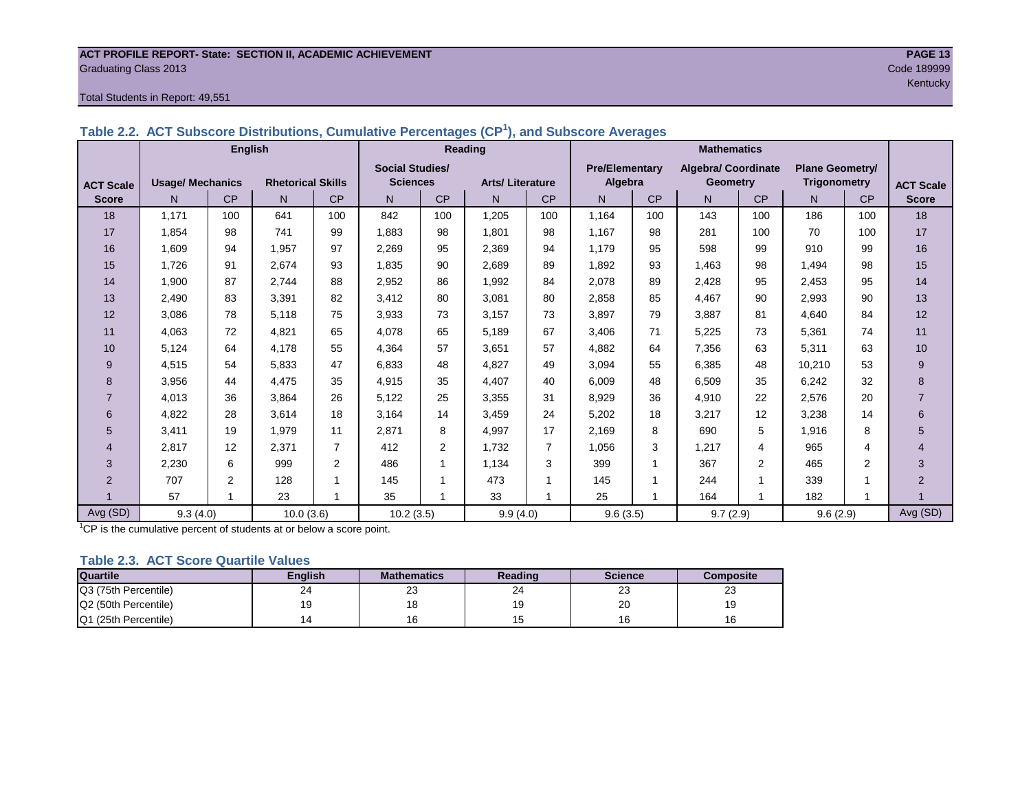ACT PROFILE REPORT- State: SECTION II, ACADEMIC ACHIEVEMENT
Graduating Class 2013
Code 189999
Kentucky

Total Students in Report: 49,551

### Table 2.2. ACT Subscore Distributions, Cumulative Percentages (CP[1]), and Subscore Averages

| | English | | | | Reading | | | | Mathematics | | | | | | |
|---|---|---|---|---|---|---|---|---|---|---|---|---|---|---|---|
| ACT Scale Score | Usage/ Mechanics | | Rhetorical Skills | | Social Studies/ Sciences | | Arts/ Literature | | Pre/Elementary Algebra | | Algebra/ Coordinate Geometry | | Plane Geometry/ Trigonometry | | ACT Scale Score |
| | N | CP | N | CP | N | CP | N | CP | N | CP | N | CP | N | CP | |
| 18 | 1,171 | 100 | 641 | 100 | 842 | 100 | 1,205 | 100 | 1,164 | 100 | 143 | 100 | 186 | 100 | 18 |
| 17 | 1,854 | 98 | 741 | 99 | 1,883 | 98 | 1,801 | 98 | 1,167 | 98 | 281 | 100 | 70 | 100 | 17 |
| 16 | 1,609 | 94 | 1,957 | 97 | 2,269 | 95 | 2,369 | 94 | 1,179 | 95 | 598 | 99 | 910 | 99 | 16 |
| 15 | 1,726 | 91 | 2,674 | 93 | 1,835 | 90 | 2,689 | 89 | 1,892 | 93 | 1,463 | 98 | 1,494 | 98 | 15 |
| 14 | 1,900 | 87 | 2,744 | 88 | 2,952 | 86 | 1,992 | 84 | 2,078 | 89 | 2,428 | 95 | 2,453 | 95 | 14 |
| 13 | 2,490 | 83 | 3,391 | 82 | 3,412 | 80 | 3,081 | 80 | 2,858 | 85 | 4,467 | 90 | 2,993 | 90 | 13 |
| 12 | 3,086 | 78 | 5,118 | 75 | 3,933 | 73 | 3,157 | 73 | 3,897 | 79 | 3,887 | 81 | 4,640 | 84 | 12 |
| 11 | 4,063 | 72 | 4,821 | 65 | 4,078 | 65 | 5,189 | 67 | 3,406 | 71 | 5,225 | 73 | 5,361 | 74 | 11 |
| 10 | 5,124 | 64 | 4,178 | 55 | 4,364 | 57 | 3,651 | 57 | 4,882 | 64 | 7,356 | 63 | 5,311 | 63 | 10 |
| 9 | 4,515 | 54 | 5,833 | 47 | 6,833 | 48 | 4,827 | 49 | 3,094 | 55 | 6,385 | 48 | 10,210 | 53 | 9 |
| 8 | 3,956 | 44 | 4,475 | 35 | 4,915 | 35 | 4,407 | 40 | 6,009 | 48 | 6,509 | 35 | 6,242 | 32 | 8 |
| 7 | 4,013 | 36 | 3,864 | 26 | 5,122 | 25 | 3,355 | 31 | 8,929 | 36 | 4,910 | 22 | 2,576 | 20 | 7 |
| 6 | 4,822 | 28 | 3,614 | 18 | 3,164 | 14 | 3,459 | 24 | 5,202 | 18 | 3,217 | 12 | 3,238 | 14 | 6 |
| 5 | 3,411 | 19 | 1,979 | 11 | 2,871 | 8 | 4,997 | 17 | 2,169 | 8 | 690 | 5 | 1,916 | 8 | 5 |
| 4 | 2,817 | 12 | 2,371 | 7 | 412 | 2 | 1,732 | 7 | 1,056 | 3 | 1,217 | 4 | 965 | 4 | 4 |
| 3 | 2,230 | 6 | 999 | 2 | 486 | 1 | 1,134 | 3 | 399 | 1 | 367 | 2 | 465 | 2 | 3 |
| 2 | 707 | 2 | 128 | 1 | 145 | 1 | 473 | 1 | 145 | 1 | 244 | 1 | 339 | 1 | 2 |
| 1 | 57 | 1 | 23 | 1 | 35 | 1 | 33 | 1 | 25 | 1 | 164 | 1 | 182 | 1 | 1 |
| Avg (SD) | 9.3 (4.0) | | 10.0 (3.6) | | 10.2 (3.5) | | 9.9 (4.0) | | 9.6 (3.5) | | 9.7 (2.9) | | 9.6 (2.9) | | Avg (SD) |

[1]CP is the cumulative percent of students at or below a score point.

### Table 2.3. ACT Score Quartile Values

| Quartile | English | Mathematics | Reading | Science | Composite |
|---|---|---|---|---|---|
| Q3 (75th Percentile) | 24 | 23 | 24 | 23 | 23 |
| Q2 (50th Percentile) | 19 | 18 | 19 | 20 | 19 |
| Q1 (25th Percentile) | 14 | 16 | 15 | 16 | 16 |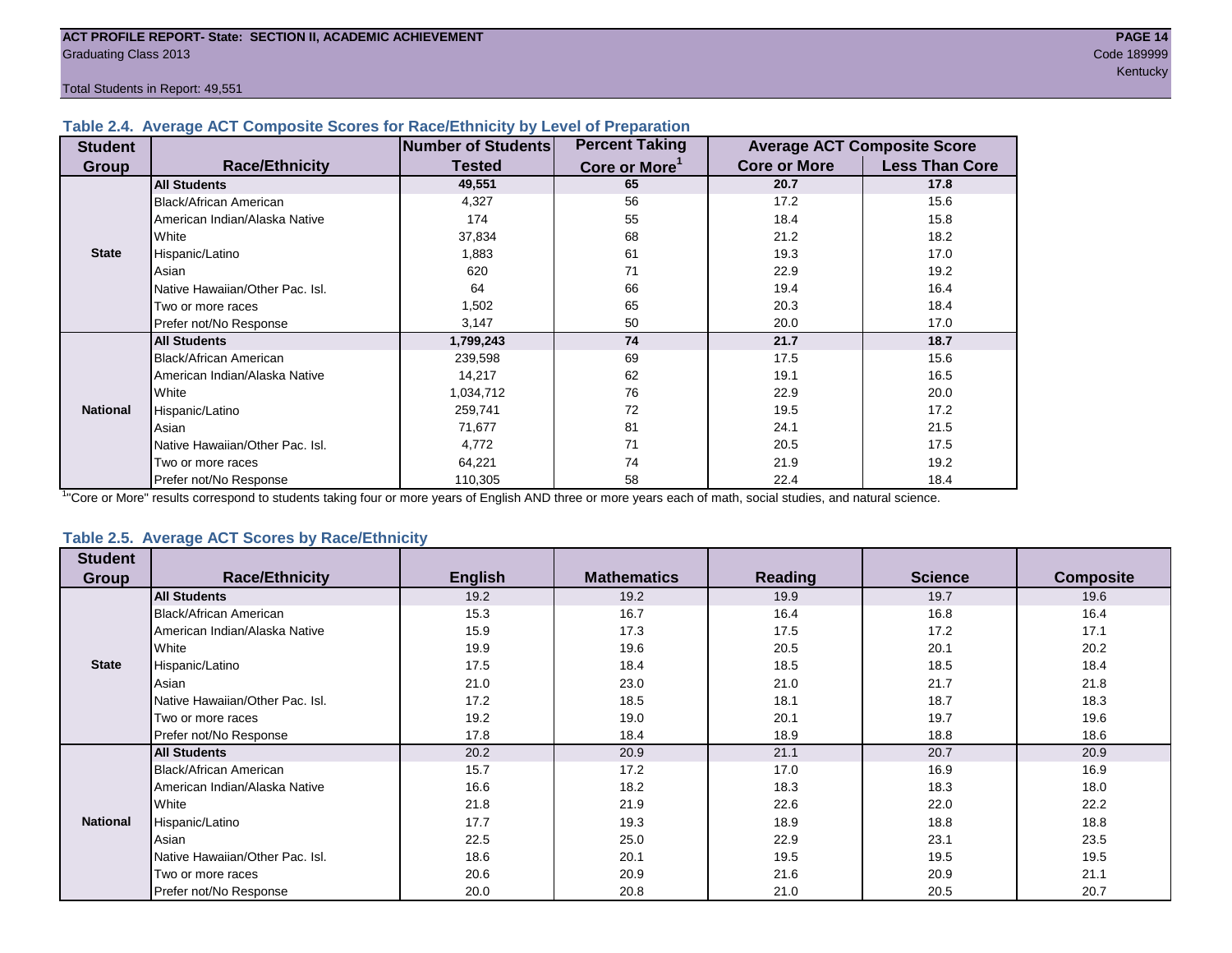Total Students in Report: 49,551

### Table 2.4. Average ACT Composite Scores for Race/Ethnicity by Level of Preparation

| Student Group | Race/Ethnicity | Number of Students Tested | Percent Taking Core or More[1] | Average ACT Composite Score | |
|---|---|---|---|---|---|
| | | | | Core or More | Less Than Core |
| State | **All Students** | **49,551** | **65** | **20.7** | **17.8** |
| | Black/African American | 4,327 | 56 | 17.2 | 15.6 |
| | American Indian/Alaska Native | 174 | 55 | 18.4 | 15.8 |
| | White | 37,834 | 68 | 21.2 | 18.2 |
| | Hispanic/Latino | 1,883 | 61 | 19.3 | 17.0 |
| | Asian | 620 | 71 | 22.9 | 19.2 |
| | Native Hawaiian/Other Pac. Isl. | 64 | 66 | 19.4 | 16.4 |
| | Two or more races | 1,502 | 65 | 20.3 | 18.4 |
| | Prefer not/No Response | 3,147 | 50 | 20.0 | 17.0 |
| National | **All Students** | **1,799,243** | **74** | **21.7** | **18.7** |
| | Black/African American | 239,598 | 69 | 17.5 | 15.6 |
| | American Indian/Alaska Native | 14,217 | 62 | 19.1 | 16.5 |
| | White | 1,034,712 | 76 | 22.9 | 20.0 |
| | Hispanic/Latino | 259,741 | 72 | 19.5 | 17.2 |
| | Asian | 71,677 | 81 | 24.1 | 21.5 |
| | Native Hawaiian/Other Pac. Isl. | 4,772 | 71 | 20.5 | 17.5 |
| | Two or more races | 64,221 | 74 | 21.9 | 19.2 |
| | Prefer not/No Response | 110,305 | 58 | 22.4 | 18.4 |

[1]"Core or More" results correspond to students taking four or more years of English AND three or more years each of math, social studies, and natural science.

### Table 2.5. Average ACT Scores by Race/Ethnicity

| Student Group | Race/Ethnicity | English | Mathematics | Reading | Science | Composite |
|---|---|---|---|---|---|---|
| State | **All Students** | 19.2 | 19.2 | 19.9 | 19.7 | 19.6 |
| | Black/African American | 15.3 | 16.7 | 16.4 | 16.8 | 16.4 |
| | American Indian/Alaska Native | 15.9 | 17.3 | 17.5 | 17.2 | 17.1 |
| | White | 19.9 | 19.6 | 20.5 | 20.1 | 20.2 |
| | Hispanic/Latino | 17.5 | 18.4 | 18.5 | 18.5 | 18.4 |
| | Asian | 21.0 | 23.0 | 21.0 | 21.7 | 21.8 |
| | Native Hawaiian/Other Pac. Isl. | 17.2 | 18.5 | 18.1 | 18.7 | 18.3 |
| | Two or more races | 19.2 | 19.0 | 20.1 | 19.7 | 19.6 |
| | Prefer not/No Response | 17.8 | 18.4 | 18.9 | 18.8 | 18.6 |
| National | **All Students** | 20.2 | 20.9 | 21.1 | 20.7 | 20.9 |
| | Black/African American | 15.7 | 17.2 | 17.0 | 16.9 | 16.9 |
| | American Indian/Alaska Native | 16.6 | 18.2 | 18.3 | 18.3 | 18.0 |
| | White | 21.8 | 21.9 | 22.6 | 22.0 | 22.2 |
| | Hispanic/Latino | 17.7 | 19.3 | 18.9 | 18.8 | 18.8 |
| | Asian | 22.5 | 25.0 | 22.9 | 23.1 | 23.5 |
| | Native Hawaiian/Other Pac. Isl. | 18.6 | 20.1 | 19.5 | 19.5 | 19.5 |
| | Two or more races | 20.6 | 20.9 | 21.6 | 20.9 | 21.1 |
| | Prefer not/No Response | 20.0 | 20.8 | 21.0 | 20.5 | 20.7 |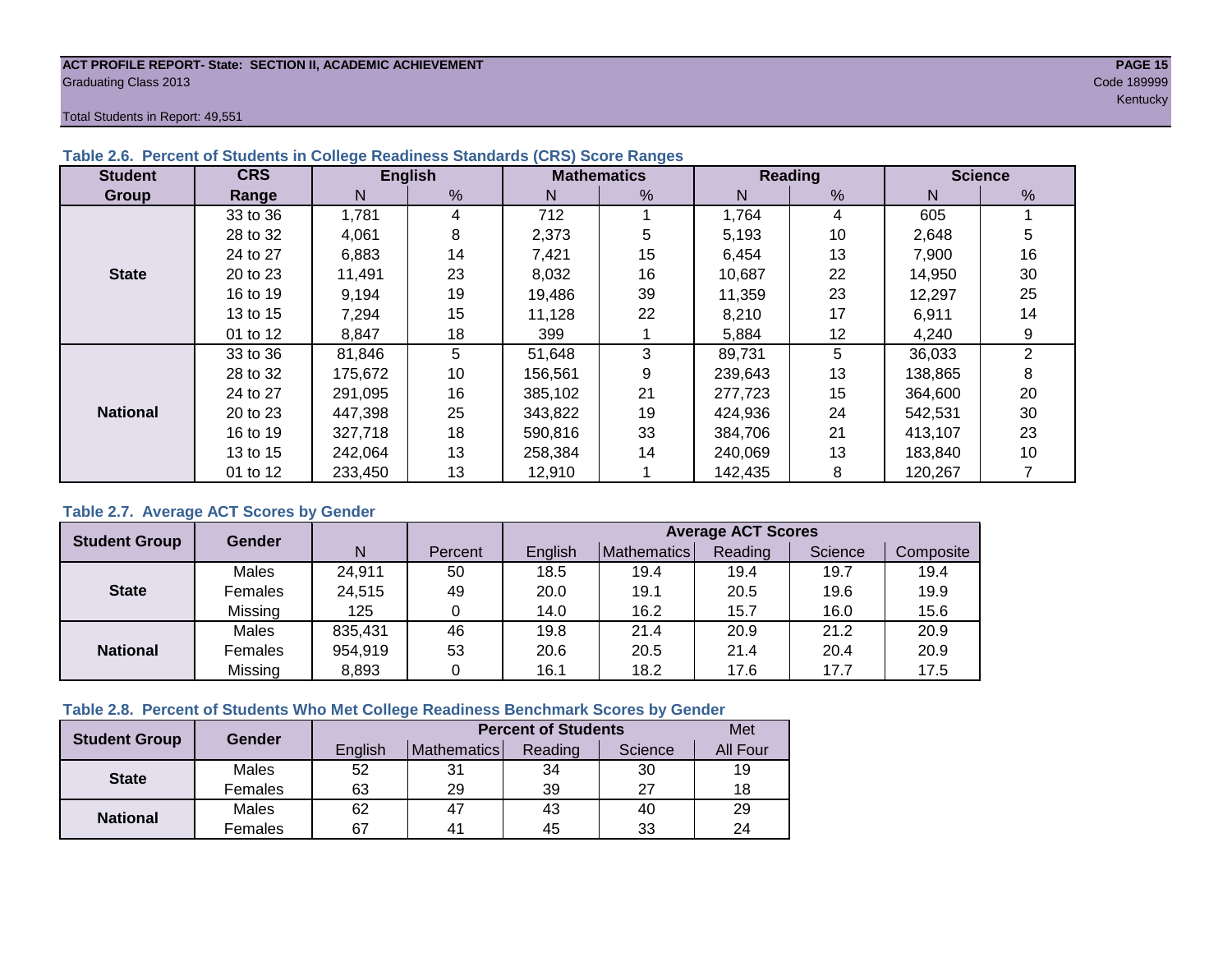ACT PROFILE REPORT- State: SECTION II, ACADEMIC ACHIEVEMENT

Graduating Class 2013

Code 189999

Kentucky

Total Students in Report: 49,551

### Table 2.6. Percent of Students in College Readiness Standards (CRS) Score Ranges

| Student Group | CRS Range | English | | Mathematics | | Reading | | Science | |
|---|---|---|---|---|---|---|---|---|---|
| | | N | % | N | % | N | % | N | % |
| State | 33 to 36 | 1,781 | 4 | 712 | 1 | 1,764 | 4 | 605 | 1 |
| | 28 to 32 | 4,061 | 8 | 2,373 | 5 | 5,193 | 10 | 2,648 | 5 |
| | 24 to 27 | 6,883 | 14 | 7,421 | 15 | 6,454 | 13 | 7,900 | 16 |
| | 20 to 23 | 11,491 | 23 | 8,032 | 16 | 10,687 | 22 | 14,950 | 30 |
| | 16 to 19 | 9,194 | 19 | 19,486 | 39 | 11,359 | 23 | 12,297 | 25 |
| | 13 to 15 | 7,294 | 15 | 11,128 | 22 | 8,210 | 17 | 6,911 | 14 |
| | 01 to 12 | 8,847 | 18 | 399 | 1 | 5,884 | 12 | 4,240 | 9 |
| National | 33 to 36 | 81,846 | 5 | 51,648 | 3 | 89,731 | 5 | 36,033 | 2 |
| | 28 to 32 | 175,672 | 10 | 156,561 | 9 | 239,643 | 13 | 138,865 | 8 |
| | 24 to 27 | 291,095 | 16 | 385,102 | 21 | 277,723 | 15 | 364,600 | 20 |
| | 20 to 23 | 447,398 | 25 | 343,822 | 19 | 424,936 | 24 | 542,531 | 30 |
| | 16 to 19 | 327,718 | 18 | 590,816 | 33 | 384,706 | 21 | 413,107 | 23 |
| | 13 to 15 | 242,064 | 13 | 258,384 | 14 | 240,069 | 13 | 183,840 | 10 |
| | 01 to 12 | 233,450 | 13 | 12,910 | 1 | 142,435 | 8 | 120,267 | 7 |

### Table 2.7. Average ACT Scores by Gender

| Student Group | Gender | N | Percent | Average ACT Scores | | | | |
|---|---|---|---|---|---|---|---|---|
| | | | | English | Mathematics | Reading | Science | Composite |
| State | Males | 24,911 | 50 | 18.5 | 19.4 | 19.4 | 19.7 | 19.4 |
| | Females | 24,515 | 49 | 20.0 | 19.1 | 20.5 | 19.6 | 19.9 |
| | Missing | 125 | 0 | 14.0 | 16.2 | 15.7 | 16.0 | 15.6 |
| National | Males | 835,431 | 46 | 19.8 | 21.4 | 20.9 | 21.2 | 20.9 |
| | Females | 954,919 | 53 | 20.6 | 20.5 | 21.4 | 20.4 | 20.9 |
| | Missing | 8,893 | 0 | 16.1 | 18.2 | 17.6 | 17.7 | 17.5 |

### Table 2.8. Percent of Students Who Met College Readiness Benchmark Scores by Gender

| Student Group | Gender | Percent of Students | | | | Met |
|---|---|---|---|---|---|---|
| | | English | Mathematics | Reading | Science | All Four |
| State | Males | 52 | 31 | 34 | 30 | 19 |
| | Females | 63 | 29 | 39 | 27 | 18 |
| National | Males | 62 | 47 | 43 | 40 | 29 |
| | Females | 67 | 41 | 45 | 33 | 24 |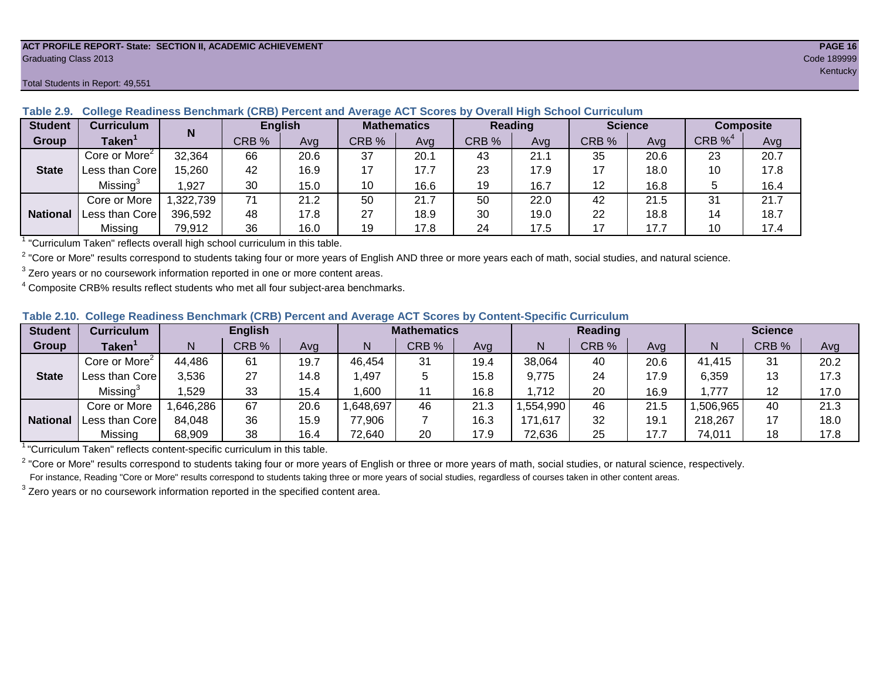ACT PROFILE REPORT- State: SECTION II, ACADEMIC ACHIEVEMENT

Graduating Class 2013

Code 189999

Kentucky

Total Students in Report: 49,551

**Table 2.9. College Readiness Benchmark (CRB) Percent and Average ACT Scores by Overall High School Curriculum**

| Student Group | Curriculum Taken[1] | N | English | | Mathematics | | Reading | | Science | | Composite | |
|---|---|---|---|---|---|---|---|---|---|---|---|---|
| | | | CRB % | Avg | CRB % | Avg | CRB % | Avg | CRB % | Avg | CRB %[4] | Avg |
| State | Core or More[2] | 32,364 | 66 | 20.6 | 37 | 20.1 | 43 | 21.1 | 35 | 20.6 | 23 | 20.7 |
| | Less than Core | 15,260 | 42 | 16.9 | 17 | 17.7 | 23 | 17.9 | 17 | 18.0 | 10 | 17.8 |
| | Missing[3] | 1,927 | 30 | 15.0 | 10 | 16.6 | 19 | 16.7 | 12 | 16.8 | 5 | 16.4 |
| National | Core or More | 1,322,739 | 71 | 21.2 | 50 | 21.7 | 50 | 22.0 | 42 | 21.5 | 31 | 21.7 |
| | Less than Core | 396,592 | 48 | 17.8 | 27 | 18.9 | 30 | 19.0 | 22 | 18.8 | 14 | 18.7 |
| | Missing | 79,912 | 36 | 16.0 | 19 | 17.8 | 24 | 17.5 | 17 | 17.7 | 10 | 17.4 |

[1] "Curriculum Taken" reflects overall high school curriculum in this table.

[2] "Core or More" results correspond to students taking four or more years of English AND three or more years each of math, social studies, and natural science.

[3] Zero years or no coursework information reported in one or more content areas.

[4] Composite CRB% results reflect students who met all four subject-area benchmarks.

**Table 2.10. College Readiness Benchmark (CRB) Percent and Average ACT Scores by Content-Specific Curriculum**

| Student Group | Curriculum Taken[1] | English | | | Mathematics | | | Reading | | | Science | | |
|---|---|---|---|---|---|---|---|---|---|---|---|---|---|
| | | N | CRB % | Avg | N | CRB % | Avg | N | CRB % | Avg | N | CRB % | Avg |
| State | Core or More[2] | 44,486 | 61 | 19.7 | 46,454 | 31 | 19.4 | 38,064 | 40 | 20.6 | 41,415 | 31 | 20.2 |
| | Less than Core | 3,536 | 27 | 14.8 | 1,497 | 5 | 15.8 | 9,775 | 24 | 17.9 | 6,359 | 13 | 17.3 |
| | Missing[3] | 1,529 | 33 | 15.4 | 1,600 | 11 | 16.8 | 1,712 | 20 | 16.9 | 1,777 | 12 | 17.0 |
| National | Core or More | 1,646,286 | 67 | 20.6 | 1,648,697 | 46 | 21.3 | 1,554,990 | 46 | 21.5 | 1,506,965 | 40 | 21.3 |
| | Less than Core | 84,048 | 36 | 15.9 | 77,906 | 7 | 16.3 | 171,617 | 32 | 19.1 | 218,267 | 17 | 18.0 |
| | Missing | 68,909 | 38 | 16.4 | 72,640 | 20 | 17.9 | 72,636 | 25 | 17.7 | 74,011 | 18 | 17.8 |

[1] "Curriculum Taken" reflects content-specific curriculum in this table.

[2] "Core or More" results correspond to students taking four or more years of English or three or more years of math, social studies, or natural science, respectively.
For instance, Reading "Core or More" results correspond to students taking three or more years of social studies, regardless of courses taken in other content areas.

[3] Zero years or no coursework information reported in the specified content area.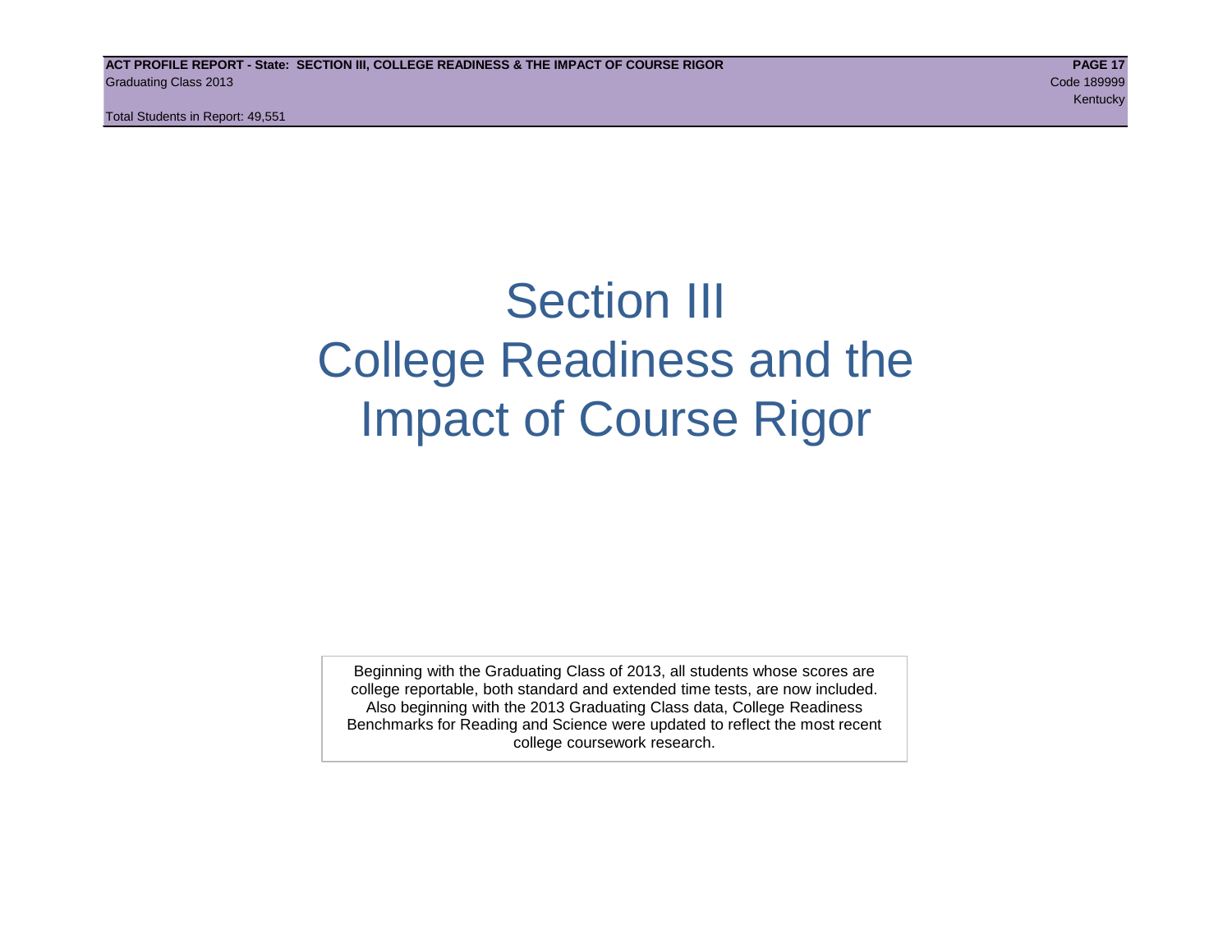# Section III
# College Readiness and the Impact of Course Rigor

Beginning with the Graduating Class of 2013, all students whose scores are college reportable, both standard and extended time tests, are now included. Also beginning with the 2013 Graduating Class data, College Readiness Benchmarks for Reading and Science were updated to reflect the most recent college coursework research.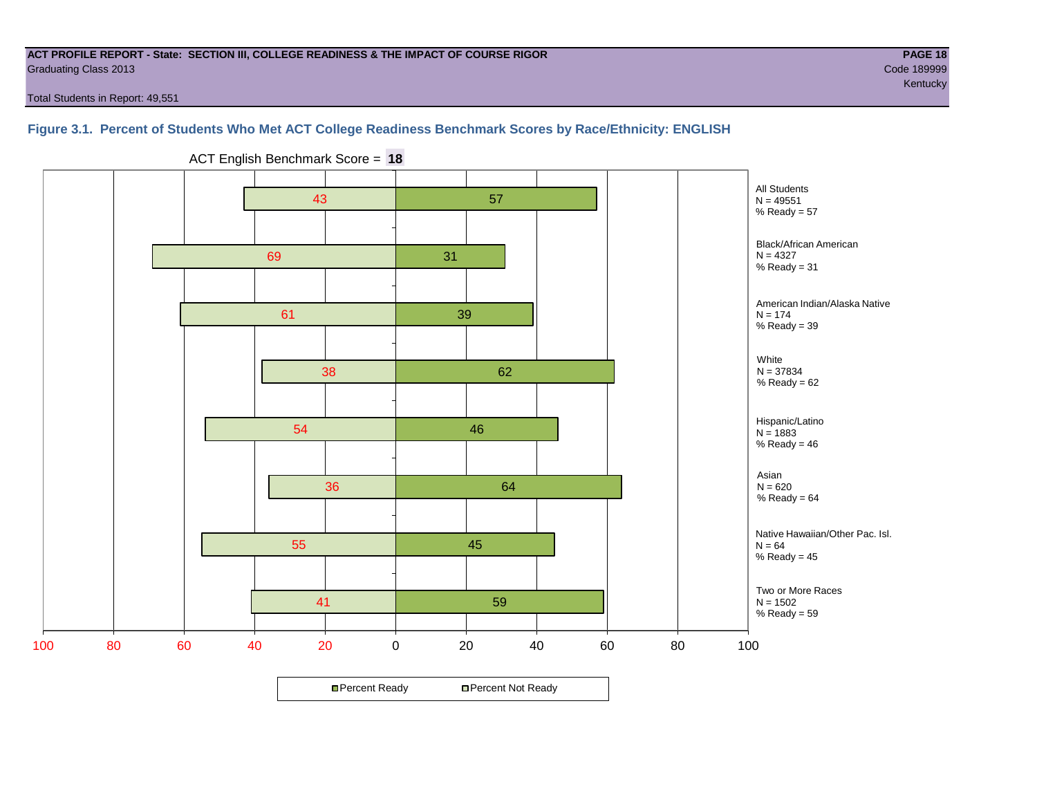ACT PROFILE REPORT - State: SECTION III, COLLEGE READINESS & THE IMPACT OF COURSE RIGOR

Graduating Class 2013

Code 189999

Kentucky

Total Students in Report: 49,551

### Figure 3.1. Percent of Students Who Met ACT College Readiness Benchmark Scores by Race/Ethnicity: ENGLISH

ACT English Benchmark Score = **18**

| Group | N | Percent Not Ready | Percent Ready |
|---|---|---|---|
| All Students | 49551 | 43 | 57 |
| Black/African American | 4327 | 69 | 31 |
| American Indian/Alaska Native | 174 | 61 | 39 |
| White | 37834 | 38 | 62 |
| Hispanic/Latino | 1883 | 54 | 46 |
| Asian | 620 | 36 | 64 |
| Native Hawaiian/Other Pac. Isl. | 64 | 55 | 45 |
| Two or More Races | 1502 | 41 | 59 |

Percent Ready | Percent Not Ready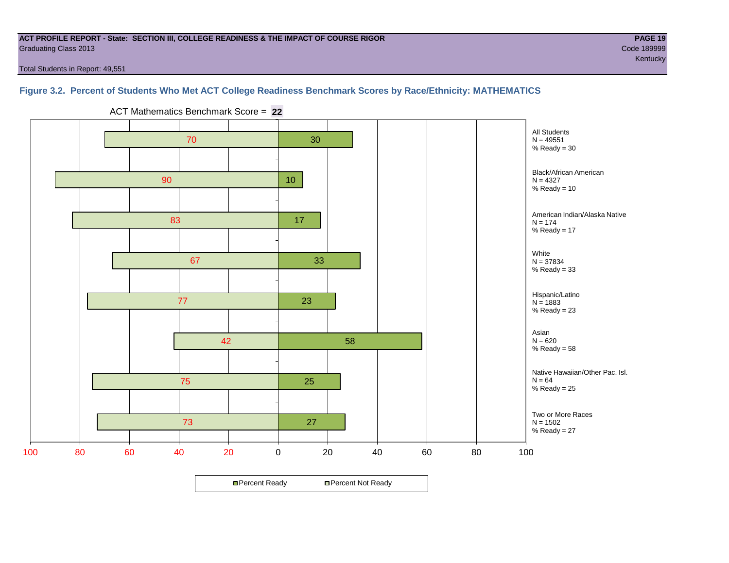ACT PROFILE REPORT - State: SECTION III, COLLEGE READINESS & THE IMPACT OF COURSE RIGOR
Graduating Class 2013
Code 189999
Kentucky
Total Students in Report: 49,551

## Figure 3.2. Percent of Students Who Met ACT College Readiness Benchmark Scores by Race/Ethnicity: MATHEMATICS

ACT Mathematics Benchmark Score = **22**

| Group | N | Percent Not Ready | Percent Ready |
|---|---|---|---|
| All Students | 49551 | 70 | 30 |
| Black/African American | 4327 | 90 | 10 |
| American Indian/Alaska Native | 174 | 83 | 17 |
| White | 37834 | 67 | 33 |
| Hispanic/Latino | 1883 | 77 | 23 |
| Asian | 620 | 42 | 58 |
| Native Hawaiian/Other Pac. Isl. | 64 | 75 | 25 |
| Two or More Races | 1502 | 73 | 27 |

Percent Ready | Percent Not Ready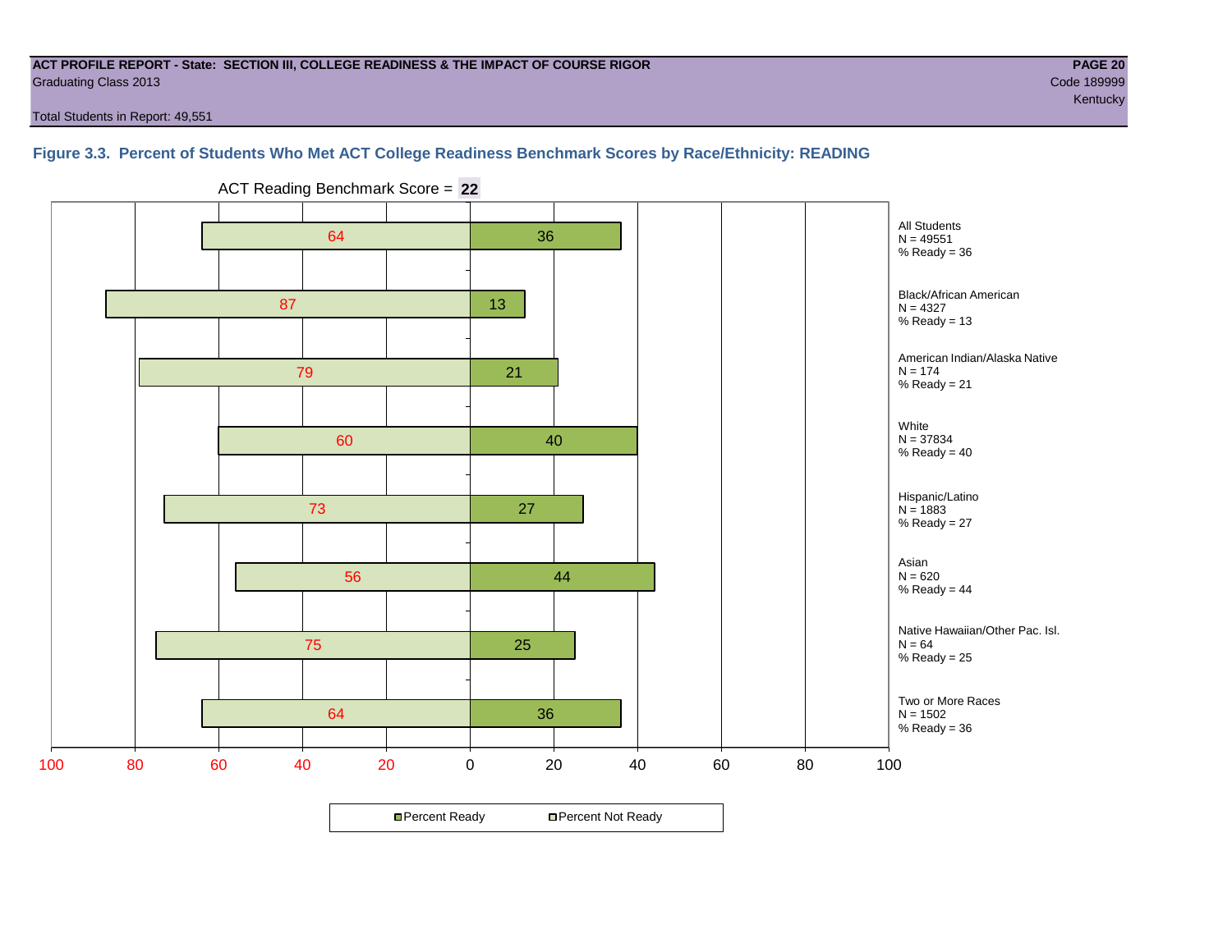ACT PROFILE REPORT - State: SECTION III, COLLEGE READINESS & THE IMPACT OF COURSE RIGOR

Graduating Class 2013

Code 189999

Kentucky

Total Students in Report: 49,551

### Figure 3.3. Percent of Students Who Met ACT College Readiness Benchmark Scores by Race/Ethnicity: READING

ACT Reading Benchmark Score = **22**

| Group | N | Percent Not Ready | Percent Ready |
|---|---|---|---|
| All Students | 49551 | 64 | 36 |
| Black/African American | 4327 | 87 | 13 |
| American Indian/Alaska Native | 174 | 79 | 21 |
| White | 37834 | 60 | 40 |
| Hispanic/Latino | 1883 | 73 | 27 |
| Asian | 620 | 56 | 44 |
| Native Hawaiian/Other Pac. Isl. | 64 | 75 | 25 |
| Two or More Races | 1502 | 64 | 36 |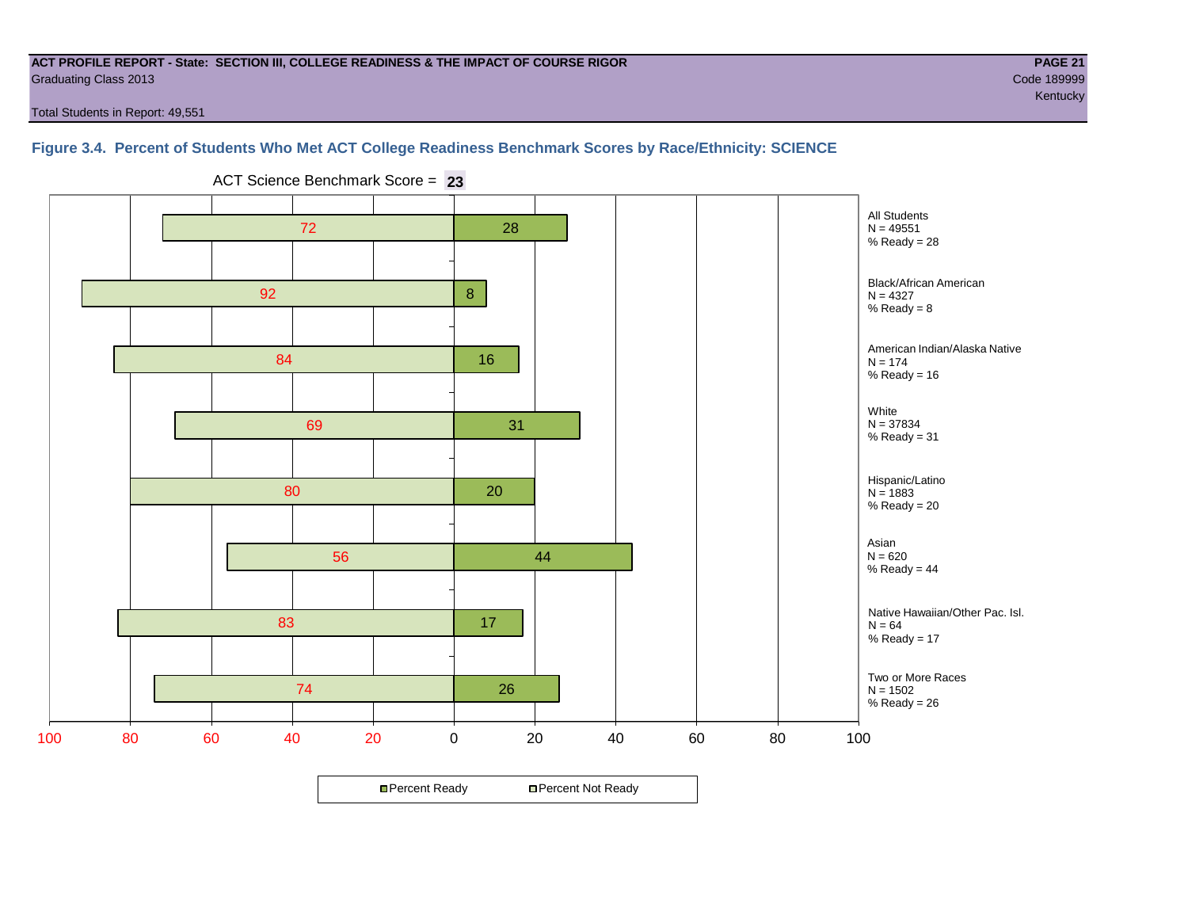ACT PROFILE REPORT - State: SECTION III, COLLEGE READINESS & THE IMPACT OF COURSE RIGOR

Graduating Class 2013

Code 189999

Kentucky

Total Students in Report: 49,551

**Figure 3.4. Percent of Students Who Met ACT College Readiness Benchmark Scores by Race/Ethnicity: SCIENCE**

ACT Science Benchmark Score = **23**

| Group | N | Percent Not Ready | Percent Ready |
|---|---|---|---|
| All Students | 49551 | 72 | 28 |
| Black/African American | 4327 | 92 | 8 |
| American Indian/Alaska Native | 174 | 84 | 16 |
| White | 37834 | 69 | 31 |
| Hispanic/Latino | 1883 | 80 | 20 |
| Asian | 620 | 56 | 44 |
| Native Hawaiian/Other Pac. Isl. | 64 | 83 | 17 |
| Two or More Races | 1502 | 74 | 26 |

Percent Ready · Percent Not Ready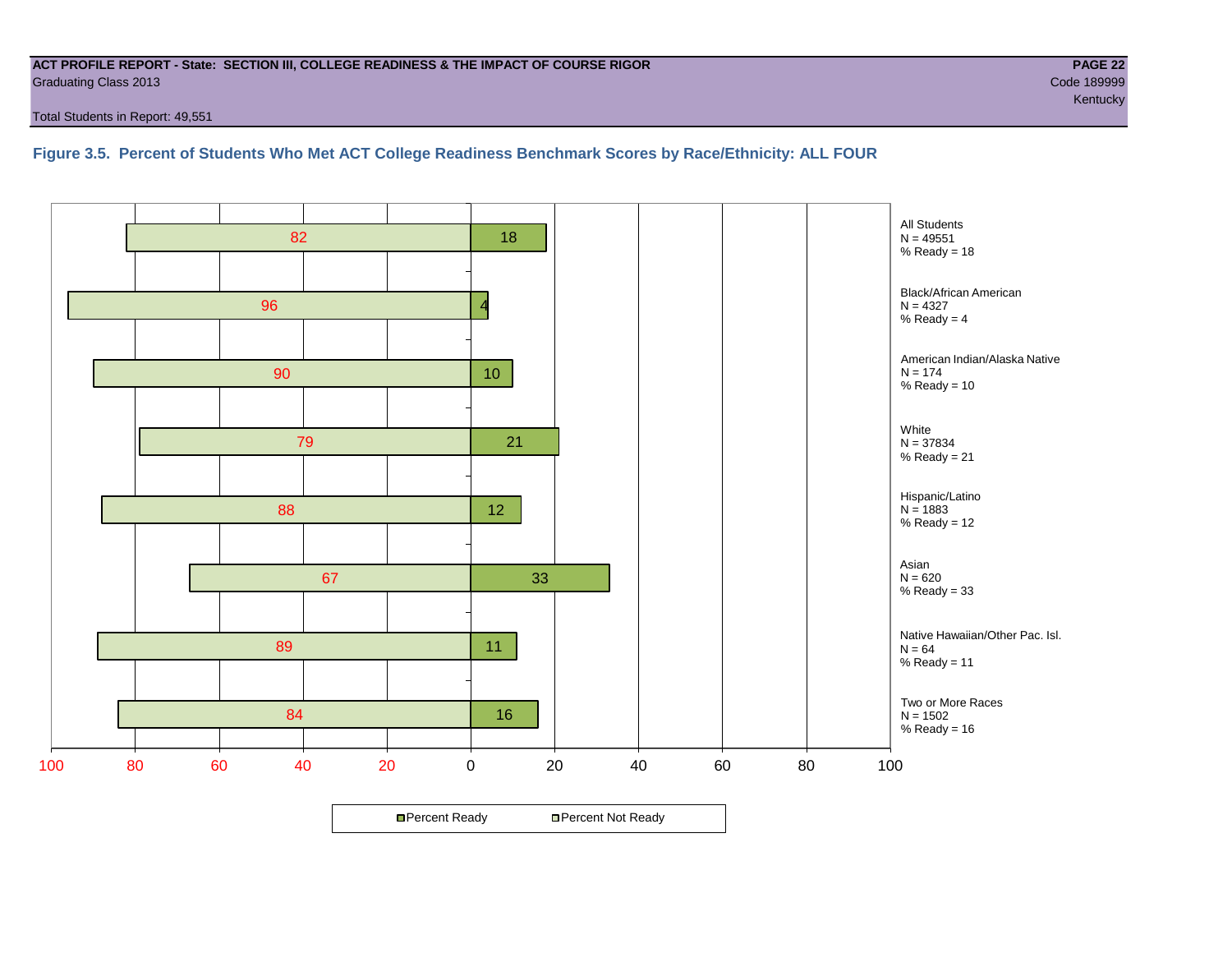ACT PROFILE REPORT - State: SECTION III, COLLEGE READINESS & THE IMPACT OF COURSE RIGOR

Graduating Class 2013

Code 189999

Kentucky

Total Students in Report: 49,551

### Figure 3.5. Percent of Students Who Met ACT College Readiness Benchmark Scores by Race/Ethnicity: ALL FOUR

| Group | N | Percent Not Ready | Percent Ready |
|---|---|---|---|
| All Students | 49551 | 82 | 18 |
| Black/African American | 4327 | 96 | 4 |
| American Indian/Alaska Native | 174 | 90 | 10 |
| White | 37834 | 79 | 21 |
| Hispanic/Latino | 1883 | 88 | 12 |
| Asian | 620 | 67 | 33 |
| Native Hawaiian/Other Pac. Isl. | 64 | 89 | 11 |
| Two or More Races | 1502 | 84 | 16 |

Percent Ready | Percent Not Ready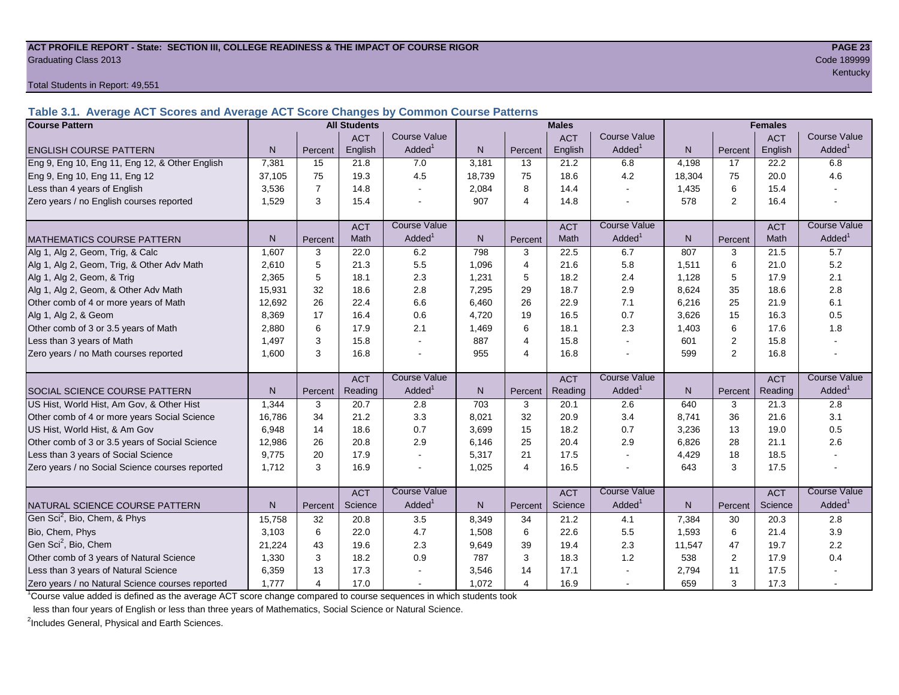ACT PROFILE REPORT - State: SECTION III, COLLEGE READINESS & THE IMPACT OF COURSE RIGOR

Graduating Class 2013

Code 189999

Kentucky

Total Students in Report: 49,551

### Table 3.1. Average ACT Scores and Average ACT Score Changes by Common Course Patterns

| Course Pattern | All Students | | | | Males | | | | Females | | | |
|---|---|---|---|---|---|---|---|---|---|---|---|---|
| ENGLISH COURSE PATTERN | N | Percent | ACT English | Course Value Added[1] | N | Percent | ACT English | Course Value Added[1] | N | Percent | ACT English | Course Value Added[1] |
| Eng 9, Eng 10, Eng 11, Eng 12, & Other English | 7,381 | 15 | 21.8 | 7.0 | 3,181 | 13 | 21.2 | 6.8 | 4,198 | 17 | 22.2 | 6.8 |
| Eng 9, Eng 10, Eng 11, Eng 12 | 37,105 | 75 | 19.3 | 4.5 | 18,739 | 75 | 18.6 | 4.2 | 18,304 | 75 | 20.0 | 4.6 |
| Less than 4 years of English | 3,536 | 7 | 14.8 | - | 2,084 | 8 | 14.4 | - | 1,435 | 6 | 15.4 | - |
| Zero years / no English courses reported | 1,529 | 3 | 15.4 | - | 907 | 4 | 14.8 | - | 578 | 2 | 16.4 | - |
| MATHEMATICS COURSE PATTERN | N | Percent | ACT Math | Course Value Added[1] | N | Percent | ACT Math | Course Value Added[1] | N | Percent | ACT Math | Course Value Added[1] |
| Alg 1, Alg 2, Geom, Trig, & Calc | 1,607 | 3 | 22.0 | 6.2 | 798 | 3 | 22.5 | 6.7 | 807 | 3 | 21.5 | 5.7 |
| Alg 1, Alg 2, Geom, Trig, & Other Adv Math | 2,610 | 5 | 21.3 | 5.5 | 1,096 | 4 | 21.6 | 5.8 | 1,511 | 6 | 21.0 | 5.2 |
| Alg 1, Alg 2, Geom, & Trig | 2,365 | 5 | 18.1 | 2.3 | 1,231 | 5 | 18.2 | 2.4 | 1,128 | 5 | 17.9 | 2.1 |
| Alg 1, Alg 2, Geom, & Other Adv Math | 15,931 | 32 | 18.6 | 2.8 | 7,295 | 29 | 18.7 | 2.9 | 8,624 | 35 | 18.6 | 2.8 |
| Other comb of 4 or more years of Math | 12,692 | 26 | 22.4 | 6.6 | 6,460 | 26 | 22.9 | 7.1 | 6,216 | 25 | 21.9 | 6.1 |
| Alg 1, Alg 2, & Geom | 8,369 | 17 | 16.4 | 0.6 | 4,720 | 19 | 16.5 | 0.7 | 3,626 | 15 | 16.3 | 0.5 |
| Other comb of 3 or 3.5 years of Math | 2,880 | 6 | 17.9 | 2.1 | 1,469 | 6 | 18.1 | 2.3 | 1,403 | 6 | 17.6 | 1.8 |
| Less than 3 years of Math | 1,497 | 3 | 15.8 | - | 887 | 4 | 15.8 | - | 601 | 2 | 15.8 | - |
| Zero years / no Math courses reported | 1,600 | 3 | 16.8 | - | 955 | 4 | 16.8 | - | 599 | 2 | 16.8 | - |
| SOCIAL SCIENCE COURSE PATTERN | N | Percent | ACT Reading | Course Value Added[1] | N | Percent | ACT Reading | Course Value Added[1] | N | Percent | ACT Reading | Course Value Added[1] |
| US Hist, World Hist, Am Gov, & Other Hist | 1,344 | 3 | 20.7 | 2.8 | 703 | 3 | 20.1 | 2.6 | 640 | 3 | 21.3 | 2.8 |
| Other comb of 4 or more years Social Science | 16,786 | 34 | 21.2 | 3.3 | 8,021 | 32 | 20.9 | 3.4 | 8,741 | 36 | 21.6 | 3.1 |
| US Hist, World Hist, & Am Gov | 6,948 | 14 | 18.6 | 0.7 | 3,699 | 15 | 18.2 | 0.7 | 3,236 | 13 | 19.0 | 0.5 |
| Other comb of 3 or 3.5 years of Social Science | 12,986 | 26 | 20.8 | 2.9 | 6,146 | 25 | 20.4 | 2.9 | 6,826 | 28 | 21.1 | 2.6 |
| Less than 3 years of Social Science | 9,775 | 20 | 17.9 | - | 5,317 | 21 | 17.5 | - | 4,429 | 18 | 18.5 | - |
| Zero years / no Social Science courses reported | 1,712 | 3 | 16.9 | - | 1,025 | 4 | 16.5 | - | 643 | 3 | 17.5 | - |
| NATURAL SCIENCE COURSE PATTERN | N | Percent | ACT Science | Course Value Added[1] | N | Percent | ACT Science | Course Value Added[1] | N | Percent | ACT Science | Course Value Added[1] |
| Gen Sci[2], Bio, Chem, & Phys | 15,758 | 32 | 20.8 | 3.5 | 8,349 | 34 | 21.2 | 4.1 | 7,384 | 30 | 20.3 | 2.8 |
| Bio, Chem, Phys | 3,103 | 6 | 22.0 | 4.7 | 1,508 | 6 | 22.6 | 5.5 | 1,593 | 6 | 21.4 | 3.9 |
| Gen Sci[2], Bio, Chem | 21,224 | 43 | 19.6 | 2.3 | 9,649 | 39 | 19.4 | 2.3 | 11,547 | 47 | 19.7 | 2.2 |
| Other comb of 3 years of Natural Science | 1,330 | 3 | 18.2 | 0.9 | 787 | 3 | 18.3 | 1.2 | 538 | 2 | 17.9 | 0.4 |
| Less than 3 years of Natural Science | 6,359 | 13 | 17.3 | - | 3,546 | 14 | 17.1 | - | 2,794 | 11 | 17.5 | - |
| Zero years / no Natural Science courses reported | 1,777 | 4 | 17.0 | - | 1,072 | 4 | 16.9 | - | 659 | 3 | 17.3 | - |

[1]Course value added is defined as the average ACT score change compared to course sequences in which students took less than four years of English or less than three years of Mathematics, Social Science or Natural Science.

[2]Includes General, Physical and Earth Sciences.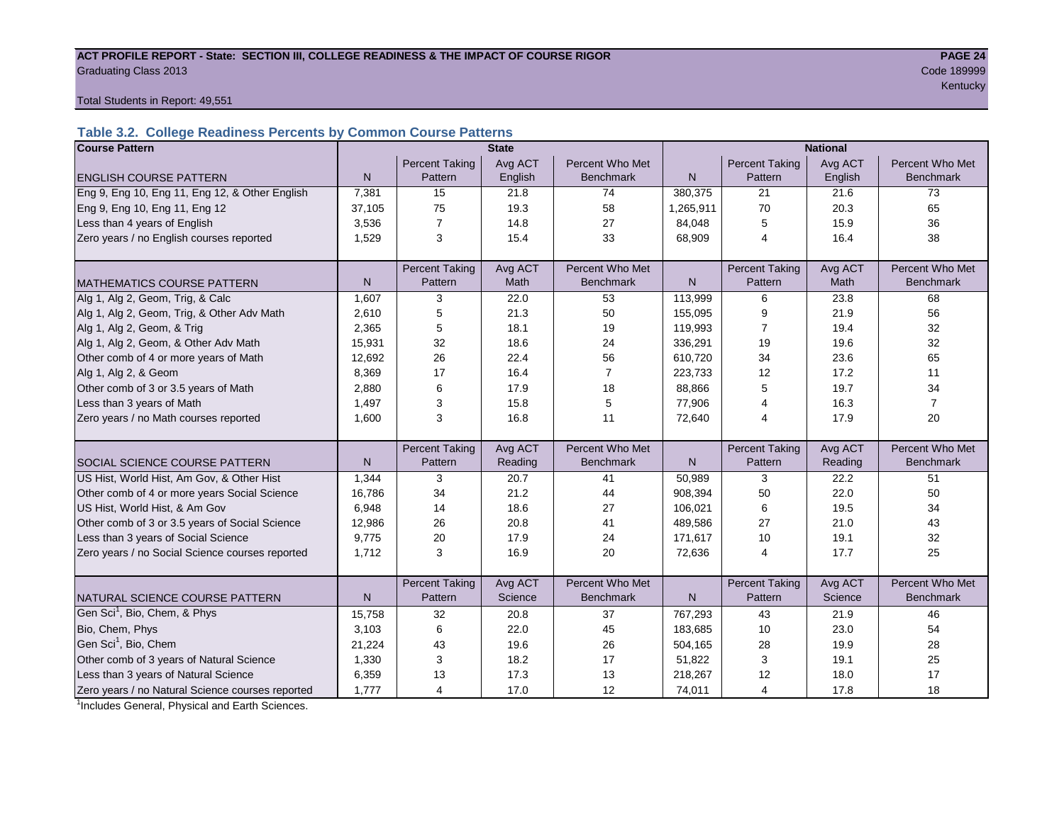**ACT PROFILE REPORT - State: SECTION III, COLLEGE READINESS & THE IMPACT OF COURSE RIGOR**

Graduating Class 2013

Code 189999

Kentucky

Total Students in Report: 49,551

### Table 3.2. College Readiness Percents by Common Course Patterns

| Course Pattern | State | | | | National | | | |
|---|---|---|---|---|---|---|---|---|
| ENGLISH COURSE PATTERN | N | Percent Taking Pattern | Avg ACT English | Percent Who Met Benchmark | N | Percent Taking Pattern | Avg ACT English | Percent Who Met Benchmark |
| Eng 9, Eng 10, Eng 11, Eng 12, & Other English | 7,381 | 15 | 21.8 | 74 | 380,375 | 21 | 21.6 | 73 |
| Eng 9, Eng 10, Eng 11, Eng 12 | 37,105 | 75 | 19.3 | 58 | 1,265,911 | 70 | 20.3 | 65 |
| Less than 4 years of English | 3,536 | 7 | 14.8 | 27 | 84,048 | 5 | 15.9 | 36 |
| Zero years / no English courses reported | 1,529 | 3 | 15.4 | 33 | 68,909 | 4 | 16.4 | 38 |
| MATHEMATICS COURSE PATTERN | N | Percent Taking Pattern | Avg ACT Math | Percent Who Met Benchmark | N | Percent Taking Pattern | Avg ACT Math | Percent Who Met Benchmark |
| Alg 1, Alg 2, Geom, Trig, & Calc | 1,607 | 3 | 22.0 | 53 | 113,999 | 6 | 23.8 | 68 |
| Alg 1, Alg 2, Geom, Trig, & Other Adv Math | 2,610 | 5 | 21.3 | 50 | 155,095 | 9 | 21.9 | 56 |
| Alg 1, Alg 2, Geom, & Trig | 2,365 | 5 | 18.1 | 19 | 119,993 | 7 | 19.4 | 32 |
| Alg 1, Alg 2, Geom, & Other Adv Math | 15,931 | 32 | 18.6 | 24 | 336,291 | 19 | 19.6 | 32 |
| Other comb of 4 or more years of Math | 12,692 | 26 | 22.4 | 56 | 610,720 | 34 | 23.6 | 65 |
| Alg 1, Alg 2, & Geom | 8,369 | 17 | 16.4 | 7 | 223,733 | 12 | 17.2 | 11 |
| Other comb of 3 or 3.5 years of Math | 2,880 | 6 | 17.9 | 18 | 88,866 | 5 | 19.7 | 34 |
| Less than 3 years of Math | 1,497 | 3 | 15.8 | 5 | 77,906 | 4 | 16.3 | 7 |
| Zero years / no Math courses reported | 1,600 | 3 | 16.8 | 11 | 72,640 | 4 | 17.9 | 20 |
| SOCIAL SCIENCE COURSE PATTERN | N | Percent Taking Pattern | Avg ACT Reading | Percent Who Met Benchmark | N | Percent Taking Pattern | Avg ACT Reading | Percent Who Met Benchmark |
| US Hist, World Hist, Am Gov, & Other Hist | 1,344 | 3 | 20.7 | 41 | 50,989 | 3 | 22.2 | 51 |
| Other comb of 4 or more years Social Science | 16,786 | 34 | 21.2 | 44 | 908,394 | 50 | 22.0 | 50 |
| US Hist, World Hist, & Am Gov | 6,948 | 14 | 18.6 | 27 | 106,021 | 6 | 19.5 | 34 |
| Other comb of 3 or 3.5 years of Social Science | 12,986 | 26 | 20.8 | 41 | 489,586 | 27 | 21.0 | 43 |
| Less than 3 years of Social Science | 9,775 | 20 | 17.9 | 24 | 171,617 | 10 | 19.1 | 32 |
| Zero years / no Social Science courses reported | 1,712 | 3 | 16.9 | 20 | 72,636 | 4 | 17.7 | 25 |
| NATURAL SCIENCE COURSE PATTERN | N | Percent Taking Pattern | Avg ACT Science | Percent Who Met Benchmark | N | Percent Taking Pattern | Avg ACT Science | Percent Who Met Benchmark |
| Gen Sci[1], Bio, Chem, & Phys | 15,758 | 32 | 20.8 | 37 | 767,293 | 43 | 21.9 | 46 |
| Bio, Chem, Phys | 3,103 | 6 | 22.0 | 45 | 183,685 | 10 | 23.0 | 54 |
| Gen Sci[1], Bio, Chem | 21,224 | 43 | 19.6 | 26 | 504,165 | 28 | 19.9 | 28 |
| Other comb of 3 years of Natural Science | 1,330 | 3 | 18.2 | 17 | 51,822 | 3 | 19.1 | 25 |
| Less than 3 years of Natural Science | 6,359 | 13 | 17.3 | 13 | 218,267 | 12 | 18.0 | 17 |
| Zero years / no Natural Science courses reported | 1,777 | 4 | 17.0 | 12 | 74,011 | 4 | 17.8 | 18 |

[1]Includes General, Physical and Earth Sciences.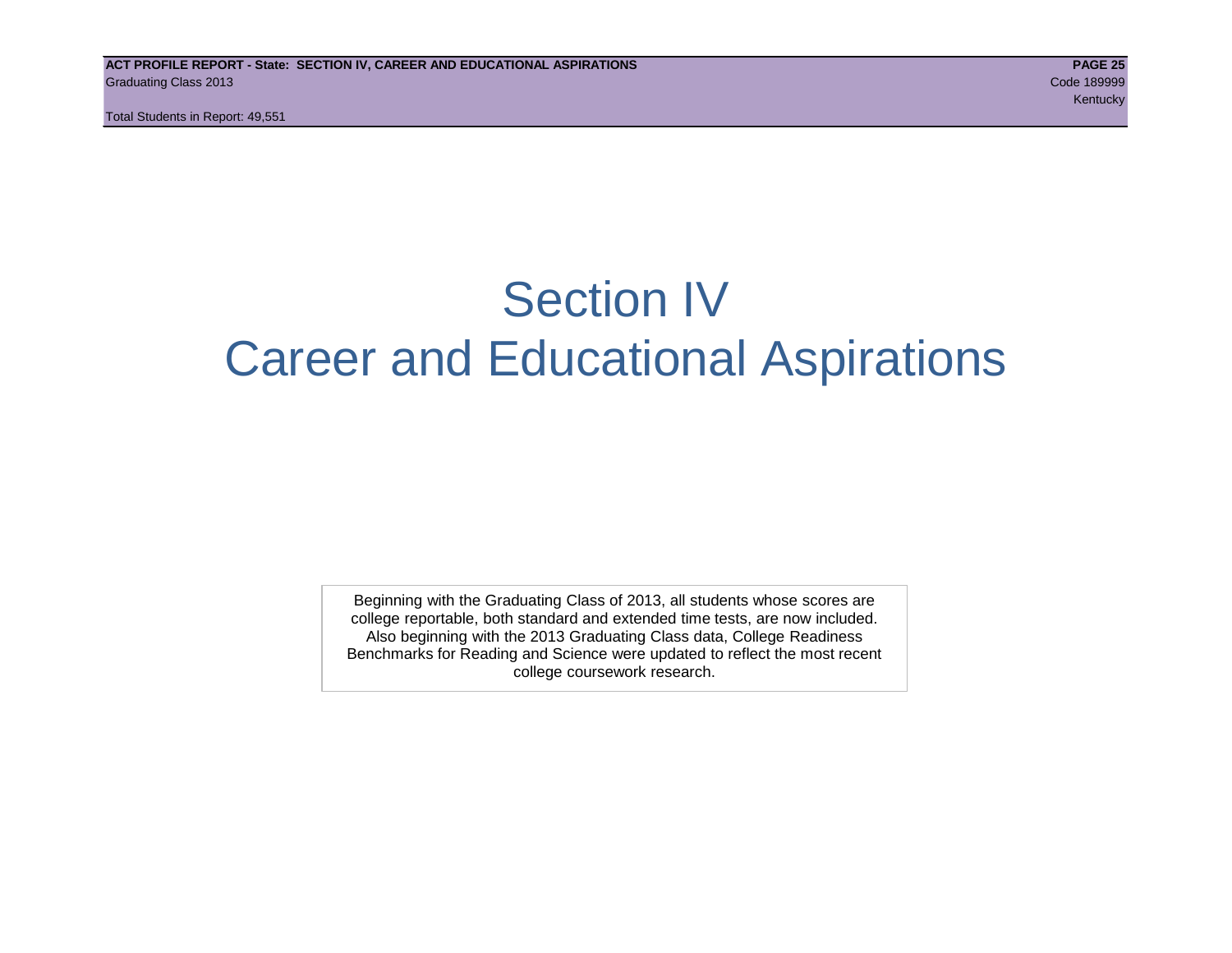# Section IV
# Career and Educational Aspirations

Beginning with the Graduating Class of 2013, all students whose scores are college reportable, both standard and extended time tests, are now included. Also beginning with the 2013 Graduating Class data, College Readiness Benchmarks for Reading and Science were updated to reflect the most recent college coursework research.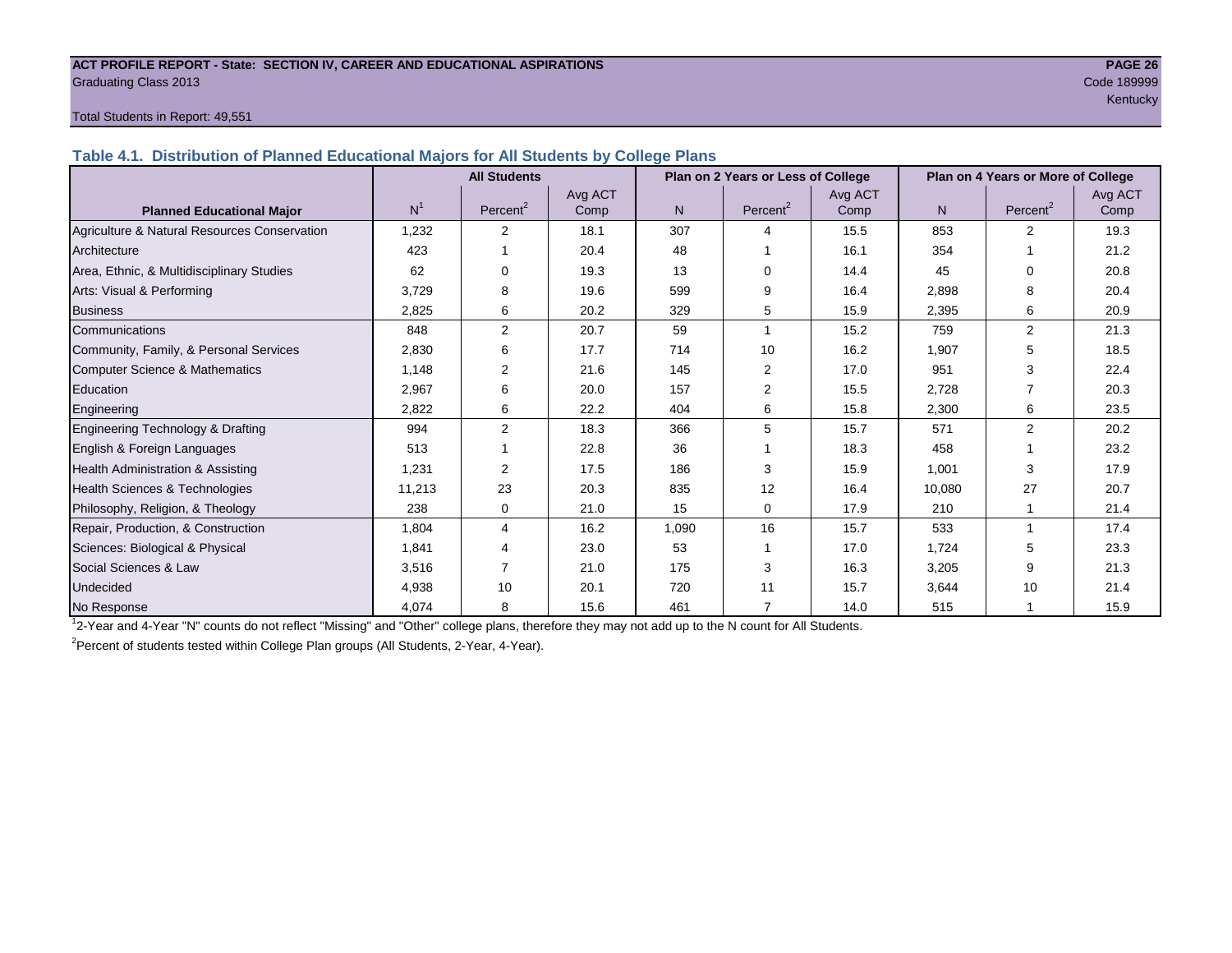ACT PROFILE REPORT - State: SECTION IV, CAREER AND EDUCATIONAL ASPIRATIONS

Graduating Class 2013

Code 189999

Kentucky

Total Students in Report: 49,551

## Table 4.1. Distribution of Planned Educational Majors for All Students by College Plans

| Planned Educational Major | All Students | | | Plan on 2 Years or Less of College | | | Plan on 4 Years or More of College | | |
|---|---|---|---|---|---|---|---|---|---|
| | N[1] | Percent[2] | Avg ACT Comp | N | Percent[2] | Avg ACT Comp | N | Percent[2] | Avg ACT Comp |
| Agriculture & Natural Resources Conservation | 1,232 | 2 | 18.1 | 307 | 4 | 15.5 | 853 | 2 | 19.3 |
| Architecture | 423 | 1 | 20.4 | 48 | 1 | 16.1 | 354 | 1 | 21.2 |
| Area, Ethnic, & Multidisciplinary Studies | 62 | 0 | 19.3 | 13 | 0 | 14.4 | 45 | 0 | 20.8 |
| Arts: Visual & Performing | 3,729 | 8 | 19.6 | 599 | 9 | 16.4 | 2,898 | 8 | 20.4 |
| Business | 2,825 | 6 | 20.2 | 329 | 5 | 15.9 | 2,395 | 6 | 20.9 |
| Communications | 848 | 2 | 20.7 | 59 | 1 | 15.2 | 759 | 2 | 21.3 |
| Community, Family, & Personal Services | 2,830 | 6 | 17.7 | 714 | 10 | 16.2 | 1,907 | 5 | 18.5 |
| Computer Science & Mathematics | 1,148 | 2 | 21.6 | 145 | 2 | 17.0 | 951 | 3 | 22.4 |
| Education | 2,967 | 6 | 20.0 | 157 | 2 | 15.5 | 2,728 | 7 | 20.3 |
| Engineering | 2,822 | 6 | 22.2 | 404 | 6 | 15.8 | 2,300 | 6 | 23.5 |
| Engineering Technology & Drafting | 994 | 2 | 18.3 | 366 | 5 | 15.7 | 571 | 2 | 20.2 |
| English & Foreign Languages | 513 | 1 | 22.8 | 36 | 1 | 18.3 | 458 | 1 | 23.2 |
| Health Administration & Assisting | 1,231 | 2 | 17.5 | 186 | 3 | 15.9 | 1,001 | 3 | 17.9 |
| Health Sciences & Technologies | 11,213 | 23 | 20.3 | 835 | 12 | 16.4 | 10,080 | 27 | 20.7 |
| Philosophy, Religion, & Theology | 238 | 0 | 21.0 | 15 | 0 | 17.9 | 210 | 1 | 21.4 |
| Repair, Production, & Construction | 1,804 | 4 | 16.2 | 1,090 | 16 | 15.7 | 533 | 1 | 17.4 |
| Sciences: Biological & Physical | 1,841 | 4 | 23.0 | 53 | 1 | 17.0 | 1,724 | 5 | 23.3 |
| Social Sciences & Law | 3,516 | 7 | 21.0 | 175 | 3 | 16.3 | 3,205 | 9 | 21.3 |
| Undecided | 4,938 | 10 | 20.1 | 720 | 11 | 15.7 | 3,644 | 10 | 21.4 |
| No Response | 4,074 | 8 | 15.6 | 461 | 7 | 14.0 | 515 | 1 | 15.9 |

[1]2-Year and 4-Year "N" counts do not reflect "Missing" and "Other" college plans, therefore they may not add up to the N count for All Students.

[2]Percent of students tested within College Plan groups (All Students, 2-Year, 4-Year).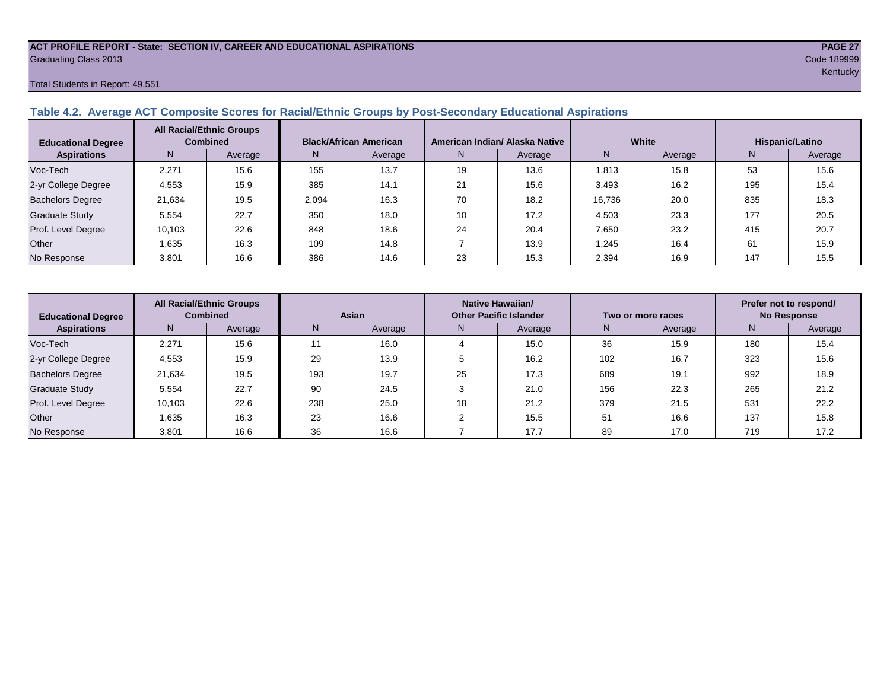**ACT PROFILE REPORT - State: SECTION IV, CAREER AND EDUCATIONAL ASPIRATIONS**
Graduating Class 2013
Code 189999
Kentucky

Total Students in Report: 49,551

### Table 4.2. Average ACT Composite Scores for Racial/Ethnic Groups by Post-Secondary Educational Aspirations

| Educational Degree Aspirations | All Racial/Ethnic Groups Combined | | Black/African American | | American Indian/ Alaska Native | | White | | Hispanic/Latino | |
|---|---|---|---|---|---|---|---|---|---|---|
| | N | Average | N | Average | N | Average | N | Average | N | Average |
| Voc-Tech | 2,271 | 15.6 | 155 | 13.7 | 19 | 13.6 | 1,813 | 15.8 | 53 | 15.6 |
| 2-yr College Degree | 4,553 | 15.9 | 385 | 14.1 | 21 | 15.6 | 3,493 | 16.2 | 195 | 15.4 |
| Bachelors Degree | 21,634 | 19.5 | 2,094 | 16.3 | 70 | 18.2 | 16,736 | 20.0 | 835 | 18.3 |
| Graduate Study | 5,554 | 22.7 | 350 | 18.0 | 10 | 17.2 | 4,503 | 23.3 | 177 | 20.5 |
| Prof. Level Degree | 10,103 | 22.6 | 848 | 18.6 | 24 | 20.4 | 7,650 | 23.2 | 415 | 20.7 |
| Other | 1,635 | 16.3 | 109 | 14.8 | 7 | 13.9 | 1,245 | 16.4 | 61 | 15.9 |
| No Response | 3,801 | 16.6 | 386 | 14.6 | 23 | 15.3 | 2,394 | 16.9 | 147 | 15.5 |

| Educational Degree Aspirations | All Racial/Ethnic Groups Combined | | Asian | | Native Hawaiian/ Other Pacific Islander | | Two or more races | | Prefer not to respond/ No Response | |
|---|---|---|---|---|---|---|---|---|---|---|
| | N | Average | N | Average | N | Average | N | Average | N | Average |
| Voc-Tech | 2,271 | 15.6 | 11 | 16.0 | 4 | 15.0 | 36 | 15.9 | 180 | 15.4 |
| 2-yr College Degree | 4,553 | 15.9 | 29 | 13.9 | 5 | 16.2 | 102 | 16.7 | 323 | 15.6 |
| Bachelors Degree | 21,634 | 19.5 | 193 | 19.7 | 25 | 17.3 | 689 | 19.1 | 992 | 18.9 |
| Graduate Study | 5,554 | 22.7 | 90 | 24.5 | 3 | 21.0 | 156 | 22.3 | 265 | 21.2 |
| Prof. Level Degree | 10,103 | 22.6 | 238 | 25.0 | 18 | 21.2 | 379 | 21.5 | 531 | 22.2 |
| Other | 1,635 | 16.3 | 23 | 16.6 | 2 | 15.5 | 51 | 16.6 | 137 | 15.8 |
| No Response | 3,801 | 16.6 | 36 | 16.6 | 7 | 17.7 | 89 | 17.0 | 719 | 17.2 |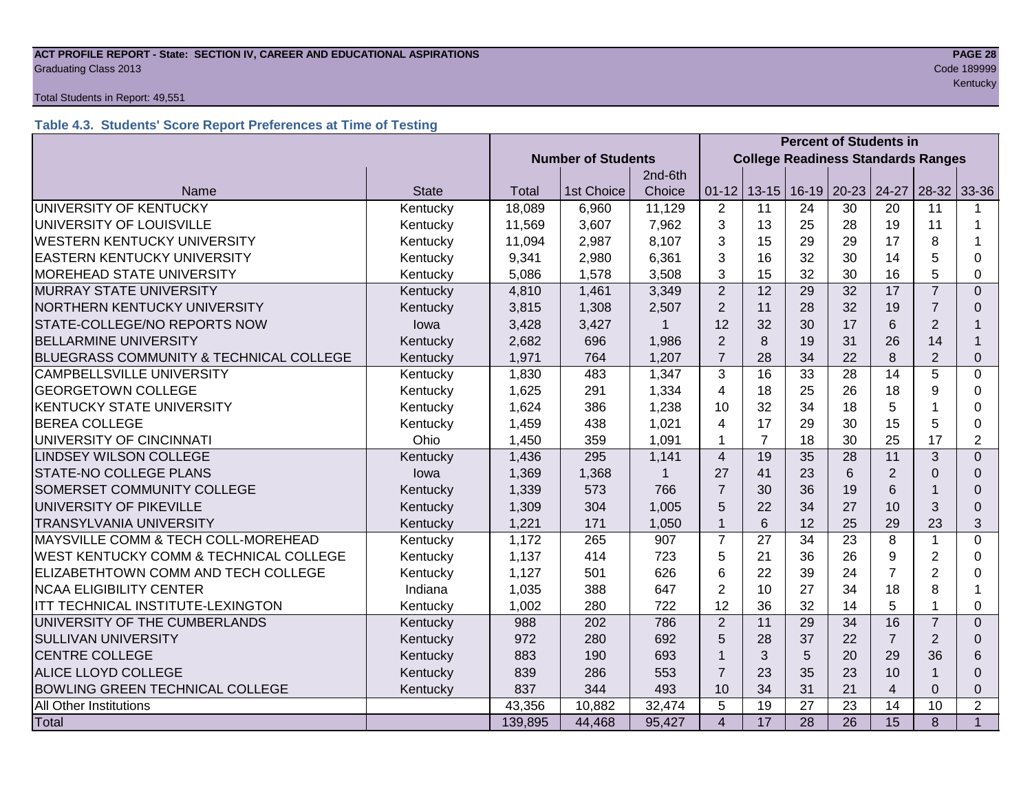**ACT PROFILE REPORT - State: SECTION IV, CAREER AND EDUCATIONAL ASPIRATIONS**
Graduating Class 2013
Code 189999
Kentucky

Total Students in Report: 49,551

### Table 4.3. Students' Score Report Preferences at Time of Testing

| | | Number of Students | | | Percent of Students in College Readiness Standards Ranges | | | | | | |
|---|---|---|---|---|---|---|---|---|---|---|---|
| Name | State | Total | 1st Choice | 2nd-6th Choice | 01-12 | 13-15 | 16-19 | 20-23 | 24-27 | 28-32 | 33-36 |
| UNIVERSITY OF KENTUCKY | Kentucky | 18,089 | 6,960 | 11,129 | 2 | 11 | 24 | 30 | 20 | 11 | 1 |
| UNIVERSITY OF LOUISVILLE | Kentucky | 11,569 | 3,607 | 7,962 | 3 | 13 | 25 | 28 | 19 | 11 | 1 |
| WESTERN KENTUCKY UNIVERSITY | Kentucky | 11,094 | 2,987 | 8,107 | 3 | 15 | 29 | 29 | 17 | 8 | 1 |
| EASTERN KENTUCKY UNIVERSITY | Kentucky | 9,341 | 2,980 | 6,361 | 3 | 16 | 32 | 30 | 14 | 5 | 0 |
| MOREHEAD STATE UNIVERSITY | Kentucky | 5,086 | 1,578 | 3,508 | 3 | 15 | 32 | 30 | 16 | 5 | 0 |
| MURRAY STATE UNIVERSITY | Kentucky | 4,810 | 1,461 | 3,349 | 2 | 12 | 29 | 32 | 17 | 7 | 0 |
| NORTHERN KENTUCKY UNIVERSITY | Kentucky | 3,815 | 1,308 | 2,507 | 2 | 11 | 28 | 32 | 19 | 7 | 0 |
| STATE-COLLEGE/NO REPORTS NOW | Iowa | 3,428 | 3,427 | 1 | 12 | 32 | 30 | 17 | 6 | 2 | 1 |
| BELLARMINE UNIVERSITY | Kentucky | 2,682 | 696 | 1,986 | 2 | 8 | 19 | 31 | 26 | 14 | 1 |
| BLUEGRASS COMMUNITY & TECHNICAL COLLEGE | Kentucky | 1,971 | 764 | 1,207 | 7 | 28 | 34 | 22 | 8 | 2 | 0 |
| CAMPBELLSVILLE UNIVERSITY | Kentucky | 1,830 | 483 | 1,347 | 3 | 16 | 33 | 28 | 14 | 5 | 0 |
| GEORGETOWN COLLEGE | Kentucky | 1,625 | 291 | 1,334 | 4 | 18 | 25 | 26 | 18 | 9 | 0 |
| KENTUCKY STATE UNIVERSITY | Kentucky | 1,624 | 386 | 1,238 | 10 | 32 | 34 | 18 | 5 | 1 | 0 |
| BEREA COLLEGE | Kentucky | 1,459 | 438 | 1,021 | 4 | 17 | 29 | 30 | 15 | 5 | 0 |
| UNIVERSITY OF CINCINNATI | Ohio | 1,450 | 359 | 1,091 | 1 | 7 | 18 | 30 | 25 | 17 | 2 |
| LINDSEY WILSON COLLEGE | Kentucky | 1,436 | 295 | 1,141 | 4 | 19 | 35 | 28 | 11 | 3 | 0 |
| STATE-NO COLLEGE PLANS | Iowa | 1,369 | 1,368 | 1 | 27 | 41 | 23 | 6 | 2 | 0 | 0 |
| SOMERSET COMMUNITY COLLEGE | Kentucky | 1,339 | 573 | 766 | 7 | 30 | 36 | 19 | 6 | 1 | 0 |
| UNIVERSITY OF PIKEVILLE | Kentucky | 1,309 | 304 | 1,005 | 5 | 22 | 34 | 27 | 10 | 3 | 0 |
| TRANSYLVANIA UNIVERSITY | Kentucky | 1,221 | 171 | 1,050 | 1 | 6 | 12 | 25 | 29 | 23 | 3 |
| MAYSVILLE COMM & TECH COLL-MOREHEAD | Kentucky | 1,172 | 265 | 907 | 7 | 27 | 34 | 23 | 8 | 1 | 0 |
| WEST KENTUCKY COMM & TECHNICAL COLLEGE | Kentucky | 1,137 | 414 | 723 | 5 | 21 | 36 | 26 | 9 | 2 | 0 |
| ELIZABETHTOWN COMM AND TECH COLLEGE | Kentucky | 1,127 | 501 | 626 | 6 | 22 | 39 | 24 | 7 | 2 | 0 |
| NCAA ELIGIBILITY CENTER | Indiana | 1,035 | 388 | 647 | 2 | 10 | 27 | 34 | 18 | 8 | 1 |
| ITT TECHNICAL INSTITUTE-LEXINGTON | Kentucky | 1,002 | 280 | 722 | 12 | 36 | 32 | 14 | 5 | 1 | 0 |
| UNIVERSITY OF THE CUMBERLANDS | Kentucky | 988 | 202 | 786 | 2 | 11 | 29 | 34 | 16 | 7 | 0 |
| SULLIVAN UNIVERSITY | Kentucky | 972 | 280 | 692 | 5 | 28 | 37 | 22 | 7 | 2 | 0 |
| CENTRE COLLEGE | Kentucky | 883 | 190 | 693 | 1 | 3 | 5 | 20 | 29 | 36 | 6 |
| ALICE LLOYD COLLEGE | Kentucky | 839 | 286 | 553 | 7 | 23 | 35 | 23 | 10 | 1 | 0 |
| BOWLING GREEN TECHNICAL COLLEGE | Kentucky | 837 | 344 | 493 | 10 | 34 | 31 | 21 | 4 | 0 | 0 |
| All Other Institutions | | 43,356 | 10,882 | 32,474 | 5 | 19 | 27 | 23 | 14 | 10 | 2 |
| Total | | 139,895 | 44,468 | 95,427 | 4 | 17 | 28 | 26 | 15 | 8 | 1 |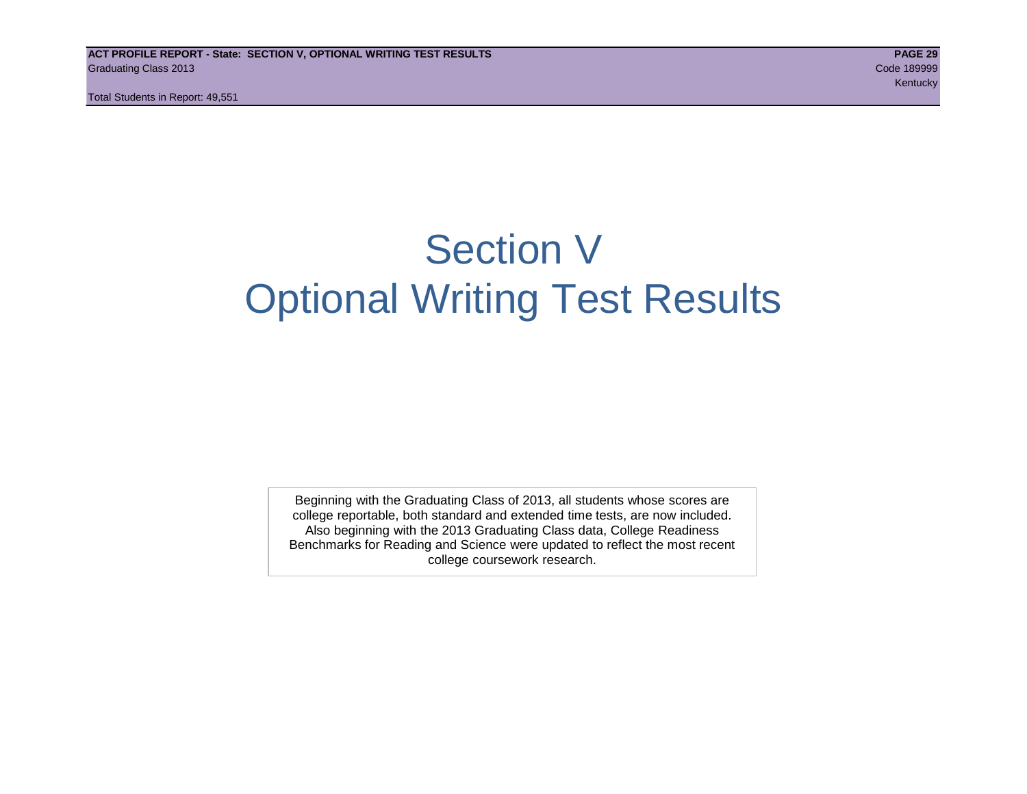# Section V
# Optional Writing Test Results

Beginning with the Graduating Class of 2013, all students whose scores are college reportable, both standard and extended time tests, are now included. Also beginning with the 2013 Graduating Class data, College Readiness Benchmarks for Reading and Science were updated to reflect the most recent college coursework research.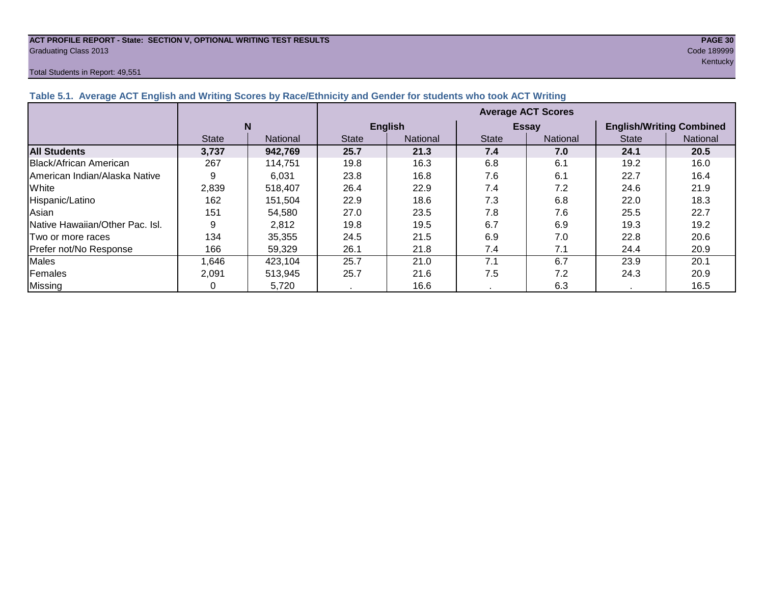ACT PROFILE REPORT - State: SECTION V, OPTIONAL WRITING TEST RESULTS
Graduating Class 2013
Code 189999
Kentucky

Total Students in Report: 49,551

### Table 5.1. Average ACT English and Writing Scores by Race/Ethnicity and Gender for students who took ACT Writing

| | N | | Average ACT Scores | | | | | |
|---|---|---|---|---|---|---|---|---|
| | | | English | | Essay | | English/Writing Combined | |
| | State | National | State | National | State | National | State | National |
| **All Students** | **3,737** | **942,769** | **25.7** | **21.3** | **7.4** | **7.0** | **24.1** | **20.5** |
| Black/African American | 267 | 114,751 | 19.8 | 16.3 | 6.8 | 6.1 | 19.2 | 16.0 |
| American Indian/Alaska Native | 9 | 6,031 | 23.8 | 16.8 | 7.6 | 6.1 | 22.7 | 16.4 |
| White | 2,839 | 518,407 | 26.4 | 22.9 | 7.4 | 7.2 | 24.6 | 21.9 |
| Hispanic/Latino | 162 | 151,504 | 22.9 | 18.6 | 7.3 | 6.8 | 22.0 | 18.3 |
| Asian | 151 | 54,580 | 27.0 | 23.5 | 7.8 | 7.6 | 25.5 | 22.7 |
| Native Hawaiian/Other Pac. Isl. | 9 | 2,812 | 19.8 | 19.5 | 6.7 | 6.9 | 19.3 | 19.2 |
| Two or more races | 134 | 35,355 | 24.5 | 21.5 | 6.9 | 7.0 | 22.8 | 20.6 |
| Prefer not/No Response | 166 | 59,329 | 26.1 | 21.8 | 7.4 | 7.1 | 24.4 | 20.9 |
| Males | 1,646 | 423,104 | 25.7 | 21.0 | 7.1 | 6.7 | 23.9 | 20.1 |
| Females | 2,091 | 513,945 | 25.7 | 21.6 | 7.5 | 7.2 | 24.3 | 20.9 |
| Missing | 0 | 5,720 | . | 16.6 | . | 6.3 | . | 16.5 |